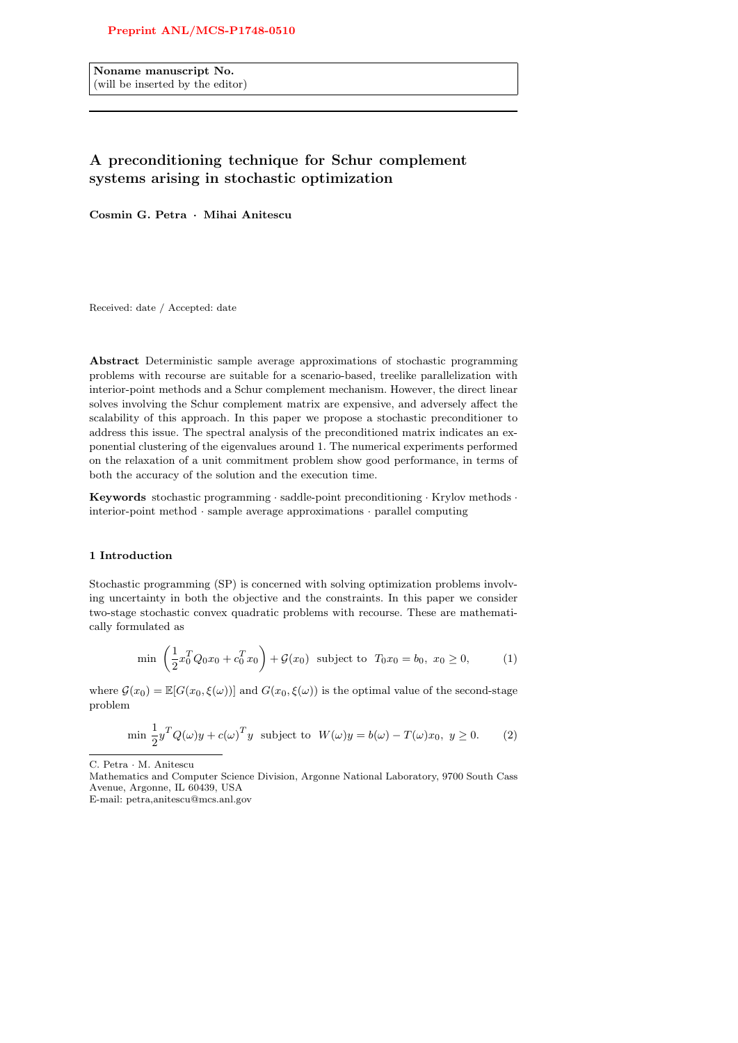Preprint ANL/MCS-P1748-0510

Noname manuscript No.
(will be inserted by the editor)

# A preconditioning technique for Schur complement systems arising in stochastic optimization

**Cosmin G. Petra · Mihai Anitescu**

Received: date / Accepted: date

**Abstract** Deterministic sample average approximations of stochastic programming problems with recourse are suitable for a scenario-based, treelike parallelization with interior-point methods and a Schur complement mechanism. However, the direct linear solves involving the Schur complement matrix are expensive, and adversely affect the scalability of this approach. In this paper we propose a stochastic preconditioner to address this issue. The spectral analysis of the preconditioned matrix indicates an exponential clustering of the eigenvalues around 1. The numerical experiments performed on the relaxation of a unit commitment problem show good performance, in terms of both the accuracy of the solution and the execution time.

**Keywords** stochastic programming · saddle-point preconditioning · Krylov methods · interior-point method · sample average approximations · parallel computing

## 1 Introduction

Stochastic programming (SP) is concerned with solving optimization problems involving uncertainty in both the objective and the constraints. In this paper we consider two-stage stochastic convex quadratic problems with recourse. These are mathematically formulated as

$$\min \left(\frac{1}{2}x_0^T Q_0 x_0 + c_0^T x_0\right) + \mathcal{G}(x_0) \;\text{ subject to }\; T_0 x_0 = b_0,\; x_0 \geq 0, \tag{1}$$

where $\mathcal{G}(x_0) = \mathbb{E}[G(x_0, \xi(\omega))]$ and $G(x_0, \xi(\omega))$ is the optimal value of the second-stage problem

$$\min \frac{1}{2}y^T Q(\omega) y + c(\omega)^T y \;\text{ subject to }\; W(\omega) y = b(\omega) - T(\omega) x_0,\; y \geq 0. \tag{2}$$

C. Petra · M. Anitescu
Mathematics and Computer Science Division, Argonne National Laboratory, 9700 South Cass Avenue, Argonne, IL 60439, USA
E-mail: petra,anitescu@mcs.anl.gov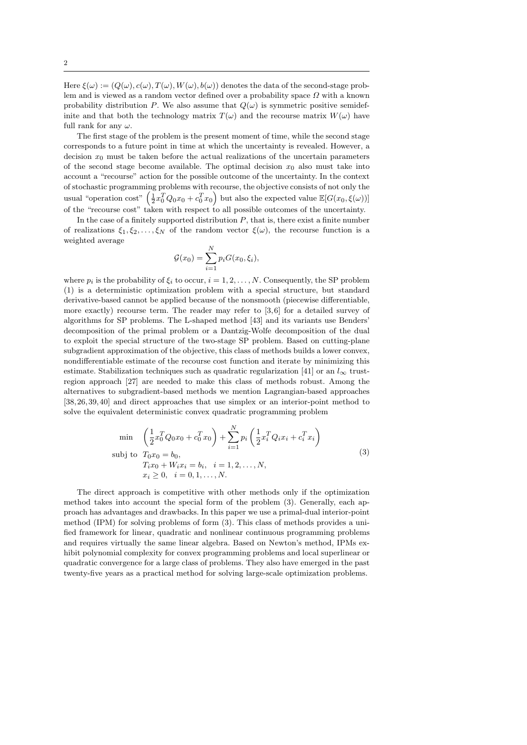Here $\xi(\omega) := (Q(\omega), c(\omega), T(\omega), W(\omega), b(\omega))$ denotes the data of the second-stage problem and is viewed as a random vector defined over a probability space $\Omega$ with a known probability distribution $P$. We also assume that $Q(\omega)$ is symmetric positive semidefinite and that both the technology matrix $T(\omega)$ and the recourse matrix $W(\omega)$ have full rank for any $\omega$.

The first stage of the problem is the present moment of time, while the second stage corresponds to a future point in time at which the uncertainty is revealed. However, a decision $x_0$ must be taken before the actual realizations of the uncertain parameters of the second stage become available. The optimal decision $x_0$ also must take into account a "recourse" action for the possible outcome of the uncertainty. In the context of stochastic programming problems with recourse, the objective consists of not only the usual "operation cost" $\left(\frac{1}{2}x_0^T Q_0 x_0 + c_0^T x_0\right)$ but also the expected value $\mathbb{E}[G(x_0, \xi(\omega))]$ of the "recourse cost" taken with respect to all possible outcomes of the uncertainty.

In the case of a finitely supported distribution $P$, that is, there exist a finite number of realizations $\xi_1, \xi_2, \ldots, \xi_N$ of the random vector $\xi(\omega)$, the recourse function is a weighted average

$$\mathcal{G}(x_0) = \sum_{i=1}^{N} p_i G(x_0, \xi_i),$$

where $p_i$ is the probability of $\xi_i$ to occur, $i = 1, 2, \ldots, N$. Consequently, the SP problem (1) is a deterministic optimization problem with a special structure, but standard derivative-based cannot be applied because of the nonsmooth (piecewise differentiable, more exactly) recourse term. The reader may refer to [3,6] for a detailed survey of algorithms for SP problems. The L-shaped method [43] and its variants use Benders' decomposition of the primal problem or a Dantzig-Wolfe decomposition of the dual to exploit the special structure of the two-stage SP problem. Based on cutting-plane subgradient approximation of the objective, this class of methods builds a lower convex, nondifferentiable estimate of the recourse cost function and iterate by minimizing this estimate. Stabilization techniques such as quadratic regularization [41] or an $l_\infty$ trust-region approach [27] are needed to make this class of methods robust. Among the alternatives to subgradient-based methods we mention Lagrangian-based approaches [38,26,39,40] and direct approaches that use simplex or an interior-point method to solve the equivalent deterministic convex quadratic programming problem

$$\begin{aligned}
\min \quad & \left(\frac{1}{2}x_0^T Q_0 x_0 + c_0^T x_0\right) + \sum_{i=1}^{N} p_i \left(\frac{1}{2}x_i^T Q_i x_i + c_i^T x_i\right) \\
\text{subj to} \quad & T_0 x_0 = b_0, \\
& T_i x_0 + W_i x_i = b_i, \quad i = 1, 2, \ldots, N, \\
& x_i \geq 0, \quad i = 0, 1, \ldots, N.
\end{aligned} \tag{3}$$

The direct approach is competitive with other methods only if the optimization method takes into account the special form of the problem (3). Generally, each approach has advantages and drawbacks. In this paper we use a primal-dual interior-point method (IPM) for solving problems of form (3). This class of methods provides a unified framework for linear, quadratic and nonlinear continuous programming problems and requires virtually the same linear algebra. Based on Newton's method, IPMs exhibit polynomial complexity for convex programming problems and local superlinear or quadratic convergence for a large class of problems. They also have emerged in the past twenty-five years as a practical method for solving large-scale optimization problems.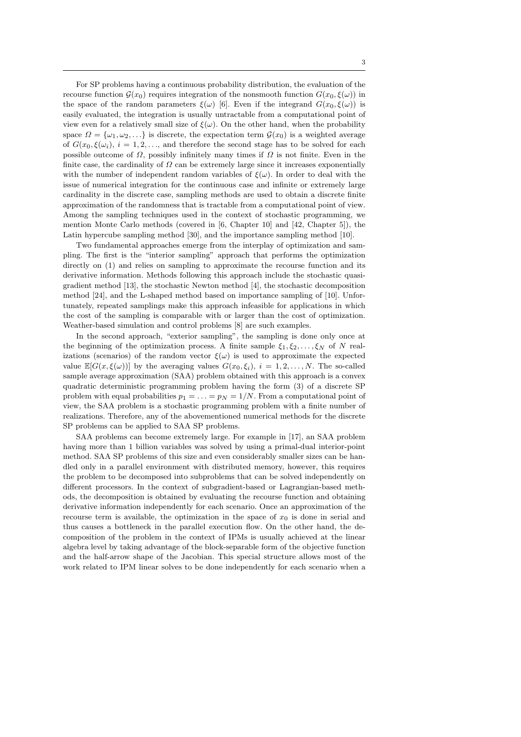For SP problems having a continuous probability distribution, the evaluation of the recourse function $\mathcal{G}(x_0)$ requires integration of the nonsmooth function $G(x_0, \xi(\omega))$ in the space of the random parameters $\xi(\omega)$ [6]. Even if the integrand $G(x_0, \xi(\omega))$ is easily evaluated, the integration is usually untractable from a computational point of view even for a relatively small size of $\xi(\omega)$. On the other hand, when the probability space $\Omega = \{\omega_1, \omega_2, \ldots\}$ is discrete, the expectation term $\mathcal{G}(x_0)$ is a weighted average of $G(x_0, \xi(\omega_i)$, $i = 1, 2, \ldots$, and therefore the second stage has to be solved for each possible outcome of $\Omega$, possibly infinitely many times if $\Omega$ is not finite. Even in the finite case, the cardinality of $\Omega$ can be extremely large since it increases exponentially with the number of independent random variables of $\xi(\omega)$. In order to deal with the issue of numerical integration for the continuous case and infinite or extremely large cardinality in the discrete case, sampling methods are used to obtain a discrete finite approximation of the randomness that is tractable from a computational point of view. Among the sampling techniques used in the context of stochastic programming, we mention Monte Carlo methods (covered in [6, Chapter 10] and [42, Chapter 5]), the Latin hypercube sampling method [30], and the importance sampling method [10].

Two fundamental approaches emerge from the interplay of optimization and sampling. The first is the "interior sampling" approach that performs the optimization directly on (1) and relies on sampling to approximate the recourse function and its derivative information. Methods following this approach include the stochastic quasigradient method [13], the stochastic Newton method [4], the stochastic decomposition method [24], and the L-shaped method based on importance sampling of [10]. Unfortunately, repeated samplings make this approach infeasible for applications in which the cost of the sampling is comparable with or larger than the cost of optimization. Weather-based simulation and control problems [8] are such examples.

In the second approach, "exterior sampling", the sampling is done only once at the beginning of the optimization process. A finite sample $\xi_1, \xi_2, \ldots, \xi_N$ of $N$ realizations (scenarios) of the random vector $\xi(\omega)$ is used to approximate the expected value $\mathbb{E}[G(x, \xi(\omega))]$ by the averaging values $G(x_0, \xi_i)$, $i = 1, 2, \ldots, N$. The so-called sample average approximation (SAA) problem obtained with this approach is a convex quadratic deterministic programming problem having the form (3) of a discrete SP problem with equal probabilities $p_1 = \ldots = p_N = 1/N$. From a computational point of view, the SAA problem is a stochastic programming problem with a finite number of realizations. Therefore, any of the abovementioned numerical methods for the discrete SP problems can be applied to SAA SP problems.

SAA problems can become extremely large. For example in [17], an SAA problem having more than 1 billion variables was solved by using a primal-dual interior-point method. SAA SP problems of this size and even considerably smaller sizes can be handled only in a parallel environment with distributed memory, however, this requires the problem to be decomposed into subproblems that can be solved independently on different processors. In the context of subgradient-based or Lagrangian-based methods, the decomposition is obtained by evaluating the recourse function and obtaining derivative information independently for each scenario. Once an approximation of the recourse term is available, the optimization in the space of $x_0$ is done in serial and thus causes a bottleneck in the parallel execution flow. On the other hand, the decomposition of the problem in the context of IPMs is usually achieved at the linear algebra level by taking advantage of the block-separable form of the objective function and the half-arrow shape of the Jacobian. This special structure allows most of the work related to IPM linear solves to be done independently for each scenario when a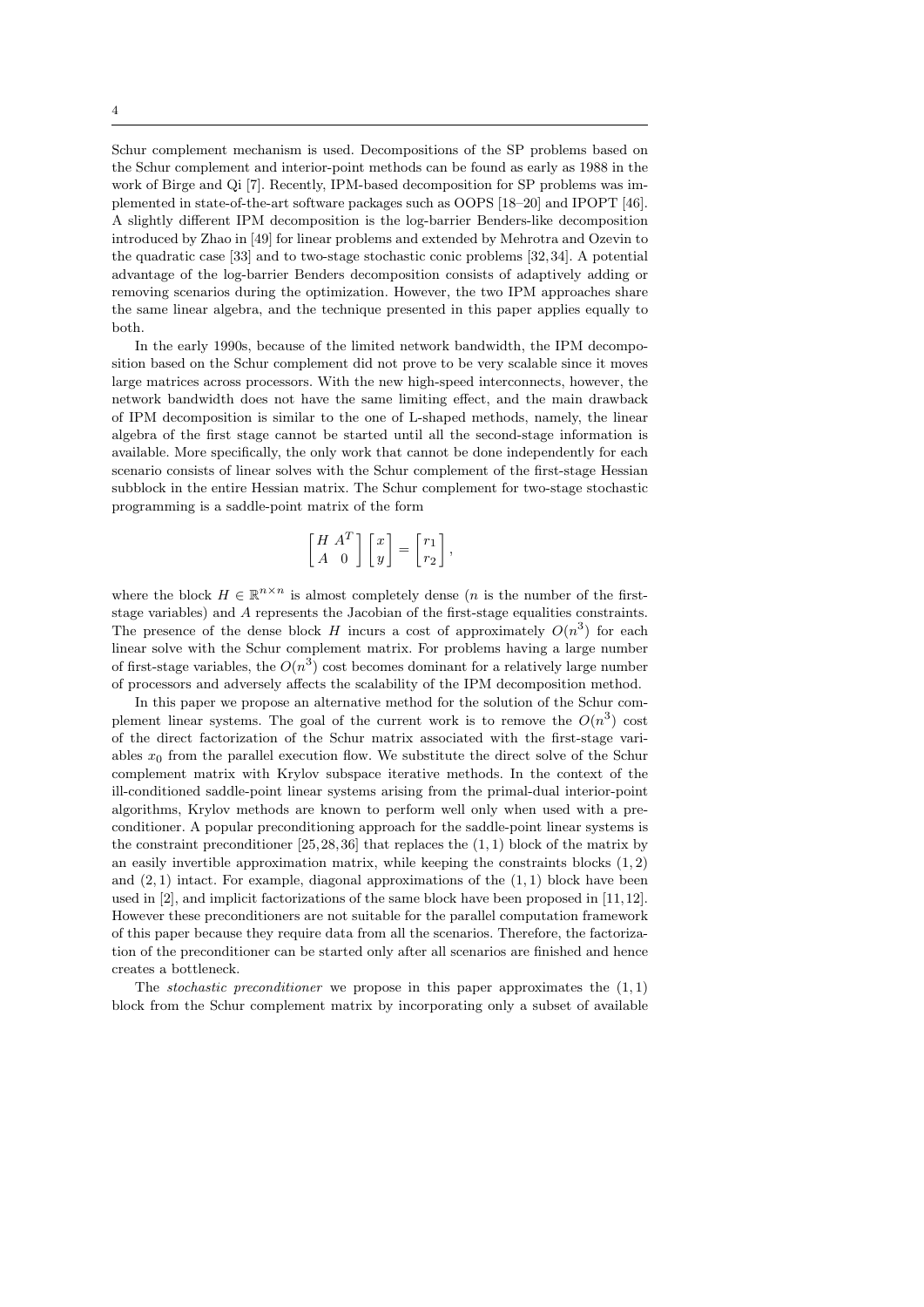Schur complement mechanism is used. Decompositions of the SP problems based on the Schur complement and interior-point methods can be found as early as 1988 in the work of Birge and Qi [7]. Recently, IPM-based decomposition for SP problems was implemented in state-of-the-art software packages such as OOPS [18–20] and IPOPT [46]. A slightly different IPM decomposition is the log-barrier Benders-like decomposition introduced by Zhao in [49] for linear problems and extended by Mehrotra and Ozevin to the quadratic case [33] and to two-stage stochastic conic problems [32, 34]. A potential advantage of the log-barrier Benders decomposition consists of adaptively adding or removing scenarios during the optimization. However, the two IPM approaches share the same linear algebra, and the technique presented in this paper applies equally to both.

In the early 1990s, because of the limited network bandwidth, the IPM decomposition based on the Schur complement did not prove to be very scalable since it moves large matrices across processors. With the new high-speed interconnects, however, the network bandwidth does not have the same limiting effect, and the main drawback of IPM decomposition is similar to the one of L-shaped methods, namely, the linear algebra of the first stage cannot be started until all the second-stage information is available. More specifically, the only work that cannot be done independently for each scenario consists of linear solves with the Schur complement of the first-stage Hessian subblock in the entire Hessian matrix. The Schur complement for two-stage stochastic programming is a saddle-point matrix of the form

$$\begin{bmatrix} H & A^T \\ A & 0 \end{bmatrix} \begin{bmatrix} x \\ y \end{bmatrix} = \begin{bmatrix} r_1 \\ r_2 \end{bmatrix},$$

where the block $H \in \mathbb{R}^{n \times n}$ is almost completely dense ($n$ is the number of the first-stage variables) and $A$ represents the Jacobian of the first-stage equalities constraints. The presence of the dense block $H$ incurs a cost of approximately $O(n^3)$ for each linear solve with the Schur complement matrix. For problems having a large number of first-stage variables, the $O(n^3)$ cost becomes dominant for a relatively large number of processors and adversely affects the scalability of the IPM decomposition method.

In this paper we propose an alternative method for the solution of the Schur complement linear systems. The goal of the current work is to remove the $O(n^3)$ cost of the direct factorization of the Schur matrix associated with the first-stage variables $x_0$ from the parallel execution flow. We substitute the direct solve of the Schur complement matrix with Krylov subspace iterative methods. In the context of the ill-conditioned saddle-point linear systems arising from the primal-dual interior-point algorithms, Krylov methods are known to perform well only when used with a preconditioner. A popular preconditioning approach for the saddle-point linear systems is the constraint preconditioner [25, 28, 36] that replaces the $(1, 1)$ block of the matrix by an easily invertible approximation matrix, while keeping the constraints blocks $(1, 2)$ and $(2, 1)$ intact. For example, diagonal approximations of the $(1, 1)$ block have been used in [2], and implicit factorizations of the same block have been proposed in [11, 12]. However these preconditioners are not suitable for the parallel computation framework of this paper because they require data from all the scenarios. Therefore, the factorization of the preconditioner can be started only after all scenarios are finished and hence creates a bottleneck.

The *stochastic preconditioner* we propose in this paper approximates the $(1, 1)$ block from the Schur complement matrix by incorporating only a subset of available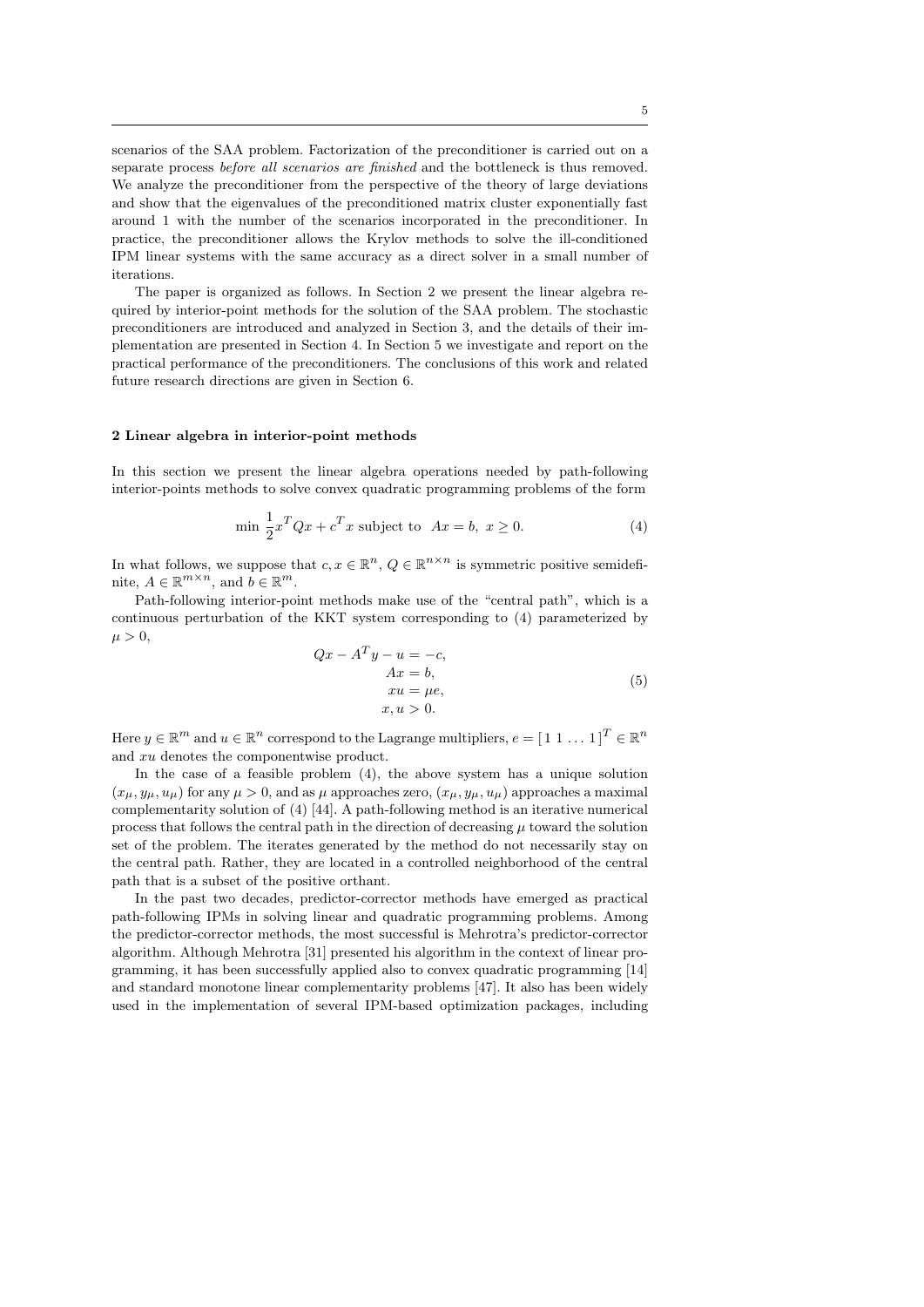scenarios of the SAA problem. Factorization of the preconditioner is carried out on a separate process *before all scenarios are finished* and the bottleneck is thus removed. We analyze the preconditioner from the perspective of the theory of large deviations and show that the eigenvalues of the preconditioned matrix cluster exponentially fast around 1 with the number of the scenarios incorporated in the preconditioner. In practice, the preconditioner allows the Krylov methods to solve the ill-conditioned IPM linear systems with the same accuracy as a direct solver in a small number of iterations.

The paper is organized as follows. In Section 2 we present the linear algebra required by interior-point methods for the solution of the SAA problem. The stochastic preconditioners are introduced and analyzed in Section 3, and the details of their implementation are presented in Section 4. In Section 5 we investigate and report on the practical performance of the preconditioners. The conclusions of this work and related future research directions are given in Section 6.

## 2 Linear algebra in interior-point methods

In this section we present the linear algebra operations needed by path-following interior-points methods to solve convex quadratic programming problems of the form

$$\min \frac{1}{2}x^T Q x + c^T x \text{ subject to } \; Ax = b, \; x \geq 0. \tag{4}$$

In what follows, we suppose that $c, x \in \mathbb{R}^n$, $Q \in \mathbb{R}^{n\times n}$ is symmetric positive semidefinite, $A \in \mathbb{R}^{m\times n}$, and $b \in \mathbb{R}^m$.

Path-following interior-point methods make use of the "central path", which is a continuous perturbation of the KKT system corresponding to (4) parameterized by $\mu > 0$,

$$\begin{aligned} Qx - A^T y - u &= -c, \\ Ax &= b, \\ xu &= \mu e, \\ x, u &> 0. \end{aligned} \tag{5}$$

Here $y \in \mathbb{R}^m$ and $u \in \mathbb{R}^n$ correspond to the Lagrange multipliers, $e = [\,1\;1\;\ldots\;1\,]^T \in \mathbb{R}^n$ and $xu$ denotes the componentwise product.

In the case of a feasible problem (4), the above system has a unique solution $(x_\mu, y_\mu, u_\mu)$ for any $\mu > 0$, and as $\mu$ approaches zero, $(x_\mu, y_\mu, u_\mu)$ approaches a maximal complementarity solution of (4) [44]. A path-following method is an iterative numerical process that follows the central path in the direction of decreasing $\mu$ toward the solution set of the problem. The iterates generated by the method do not necessarily stay on the central path. Rather, they are located in a controlled neighborhood of the central path that is a subset of the positive orthant.

In the past two decades, predictor-corrector methods have emerged as practical path-following IPMs in solving linear and quadratic programming problems. Among the predictor-corrector methods, the most successful is Mehrotra's predictor-corrector algorithm. Although Mehrotra [31] presented his algorithm in the context of linear programming, it has been successfully applied also to convex quadratic programming [14] and standard monotone linear complementarity problems [47]. It also has been widely used in the implementation of several IPM-based optimization packages, including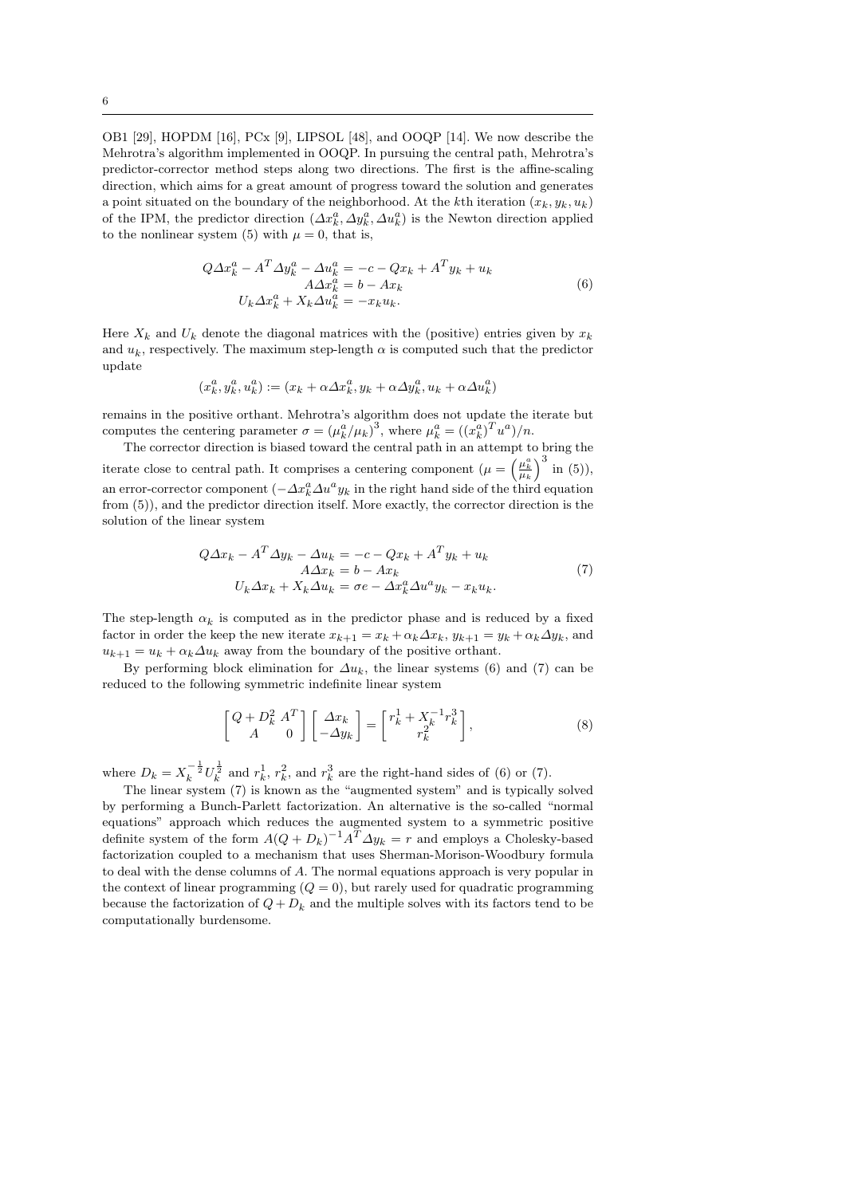OB1 [29], HOPDM [16], PCx [9], LIPSOL [48], and OOQP [14]. We now describe the Mehrotra's algorithm implemented in OOQP. In pursuing the central path, Mehrotra's predictor-corrector method steps along two directions. The first is the affine-scaling direction, which aims for a great amount of progress toward the solution and generates a point situated on the boundary of the neighborhood. At the $k$th iteration $(x_k, y_k, u_k)$ of the IPM, the predictor direction $(\Delta x_k^a, \Delta y_k^a, \Delta u_k^a)$ is the Newton direction applied to the nonlinear system (5) with $\mu = 0$, that is,

$$
\begin{aligned}
Q\Delta x_k^a - A^T \Delta y_k^a - \Delta u_k^a &= -c - Qx_k + A^T y_k + u_k \\
A\Delta x_k^a &= b - Ax_k \\
U_k \Delta x_k^a + X_k \Delta u_k^a &= -x_k u_k.
\end{aligned}
\tag{6}
$$

Here $X_k$ and $U_k$ denote the diagonal matrices with the (positive) entries given by $x_k$ and $u_k$, respectively. The maximum step-length $\alpha$ is computed such that the predictor update

$$
(x_k^a, y_k^a, u_k^a) := (x_k + \alpha \Delta x_k^a, y_k + \alpha \Delta y_k^a, u_k + \alpha \Delta u_k^a)
$$

remains in the positive orthant. Mehrotra's algorithm does not update the iterate but computes the centering parameter $\sigma = (\mu_k^a / \mu_k)^3$, where $\mu_k^a = ((x_k^a)^T u^a)/n$.

The corrector direction is biased toward the central path in an attempt to bring the iterate close to central path. It comprises a centering component ($\mu = \left(\frac{\mu_k^a}{\mu_k}\right)^3$ in (5)), an error-corrector component ($-\Delta x_k^a \Delta u^a y_k$ in the right hand side of the third equation from (5)), and the predictor direction itself. More exactly, the corrector direction is the solution of the linear system

$$
\begin{aligned}
Q\Delta x_k - A^T \Delta y_k - \Delta u_k &= -c - Qx_k + A^T y_k + u_k \\
A\Delta x_k &= b - Ax_k \\
U_k \Delta x_k + X_k \Delta u_k &= \sigma e - \Delta x_k^a \Delta u^a y_k - x_k u_k.
\end{aligned}
\tag{7}
$$

The step-length $\alpha_k$ is computed as in the predictor phase and is reduced by a fixed factor in order the keep the new iterate $x_{k+1} = x_k + \alpha_k \Delta x_k$, $y_{k+1} = y_k + \alpha_k \Delta y_k$, and $u_{k+1} = u_k + \alpha_k \Delta u_k$ away from the boundary of the positive orthant.

By performing block elimination for $\Delta u_k$, the linear systems (6) and (7) can be reduced to the following symmetric indefinite linear system

$$
\begin{bmatrix} Q + D_k^2 & A^T \\ A & 0 \end{bmatrix}
\begin{bmatrix} \Delta x_k \\ -\Delta y_k \end{bmatrix}
=
\begin{bmatrix} r_k^1 + X_k^{-1} r_k^3 \\ r_k^2 \end{bmatrix},
\tag{8}
$$

where $D_k = X_k^{-\frac{1}{2}} U_k^{\frac{1}{2}}$ and $r_k^1$, $r_k^2$, and $r_k^3$ are the right-hand sides of (6) or (7).

The linear system (7) is known as the "augmented system" and is typically solved by performing a Bunch-Parlett factorization. An alternative is the so-called "normal equations" approach which reduces the augmented system to a symmetric positive definite system of the form $A(Q + D_k)^{-1} A^T \Delta y_k = r$ and employs a Cholesky-based factorization coupled to a mechanism that uses Sherman-Morison-Woodbury formula to deal with the dense columns of $A$. The normal equations approach is very popular in the context of linear programming ($Q = 0$), but rarely used for quadratic programming because the factorization of $Q + D_k$ and the multiple solves with its factors tend to be computationally burdensome.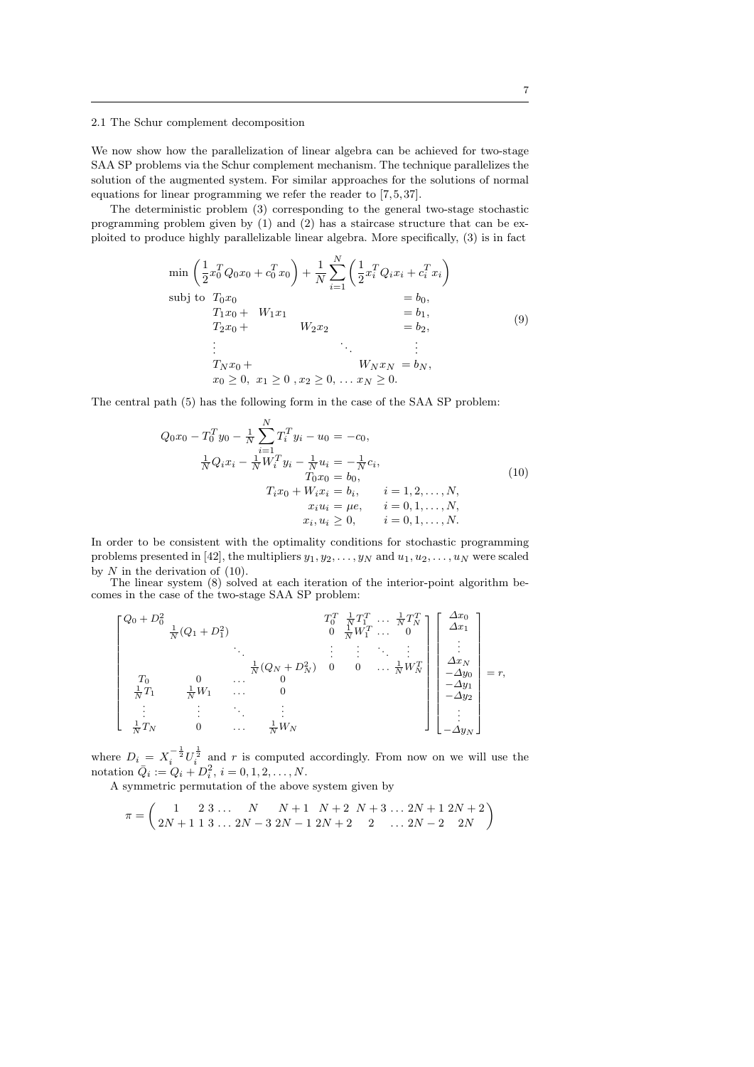2.1 The Schur complement decomposition

We now show how the parallelization of linear algebra can be achieved for two-stage SAA SP problems via the Schur complement mechanism. The technique parallelizes the solution of the augmented system. For similar approaches for the solutions of normal equations for linear programming we refer the reader to [7, 5, 37].

The deterministic problem (3) corresponding to the general two-stage stochastic programming problem given by (1) and (2) has a staircase structure that can be exploited to produce highly parallelizable linear algebra. More specifically, (3) is in fact

$$
\begin{array}{lll}
\min & \left(\frac{1}{2}x_0^T Q_0 x_0 + c_0^T x_0\right) + \frac{1}{N}\sum_{i=1}^{N}\left(\frac{1}{2}x_i^T Q_i x_i + c_i^T x_i\right) & \\
\text{subj to} & T_0 x_0 & = b_0, \\
& T_1 x_0 + \; W_1 x_1 & = b_1, \\
& T_2 x_0 + \qquad\qquad W_2 x_2 & = b_2, \\
& \vdots \qquad\qquad\qquad\qquad \ddots & \vdots \\
& T_N x_0 + \qquad\qquad\qquad\qquad W_N x_N & = b_N, \\
& x_0 \geq 0,\; x_1 \geq 0\;, x_2 \geq 0, \ldots\, x_N \geq 0. &
\end{array}
\tag{9}
$$

The central path (5) has the following form in the case of the SAA SP problem:

$$
\begin{aligned}
Q_0 x_0 - T_0^T y_0 - \tfrac{1}{N}\sum_{i=1}^{N} T_i^T y_i - u_0 &= -c_0, \\
\tfrac{1}{N} Q_i x_i - \tfrac{1}{N} W_i^T y_i - \tfrac{1}{N} u_i &= -\tfrac{1}{N} c_i, \\
T_0 x_0 &= b_0, \\
T_i x_0 + W_i x_i &= b_i, \qquad i = 1, 2, \ldots, N, \\
x_i u_i &= \mu e, \qquad i = 0, 1, \ldots, N, \\
x_i, u_i &\geq 0, \qquad i = 0, 1, \ldots, N.
\end{aligned}
\tag{10}
$$

In order to be consistent with the optimality conditions for stochastic programming problems presented in [42], the multipliers $y_1, y_2, \ldots, y_N$ and $u_1, u_2, \ldots, u_N$ were scaled by $N$ in the derivation of (10).

The linear system (8) solved at each iteration of the interior-point algorithm becomes in the case of the two-stage SAA SP problem:

$$
\begin{bmatrix}
Q_0 + D_0^2 & & & & T_0^T & \frac{1}{N}T_1^T & \ldots & \frac{1}{N}T_N^T \\
& \frac{1}{N}(Q_1 + D_1^2) & & & 0 & \frac{1}{N}W_1^T & \ldots & 0 \\
& & \ddots & & \vdots & \vdots & \ddots & \vdots \\
& & & \frac{1}{N}(Q_N + D_N^2) & 0 & 0 & \ldots & \frac{1}{N}W_N^T \\
T_0 & 0 & \ldots & 0 & & & & \\
\frac{1}{N}T_1 & \frac{1}{N}W_1 & \ldots & 0 & & & & \\
\vdots & \vdots & \ddots & \vdots & & & & \\
\frac{1}{N}T_N & 0 & \ldots & \frac{1}{N}W_N & & & &
\end{bmatrix}
\begin{bmatrix}
\Delta x_0 \\ \Delta x_1 \\ \vdots \\ \Delta x_N \\ -\Delta y_0 \\ -\Delta y_1 \\ -\Delta y_2 \\ \vdots \\ -\Delta y_N
\end{bmatrix}
= r,
$$

where $D_i = X_i^{-\frac{1}{2}} U_i^{\frac{1}{2}}$ and $r$ is computed accordingly. From now on we will use the notation $\bar{Q}_i := Q_i + D_i^2$, $i = 0, 1, 2, \ldots, N$.

A symmetric permutation of the above system given by

$$
\pi = \begin{pmatrix}
1 & 2\;3\ldots & N & N+1 & N+2 & N+3\ldots 2N+1 & 2N+2 \\
2N+1 & 1\;3\ldots & 2N-3 & 2N-1 & 2N+2 & 2\quad\ldots 2N-2 & 2N
\end{pmatrix}
$$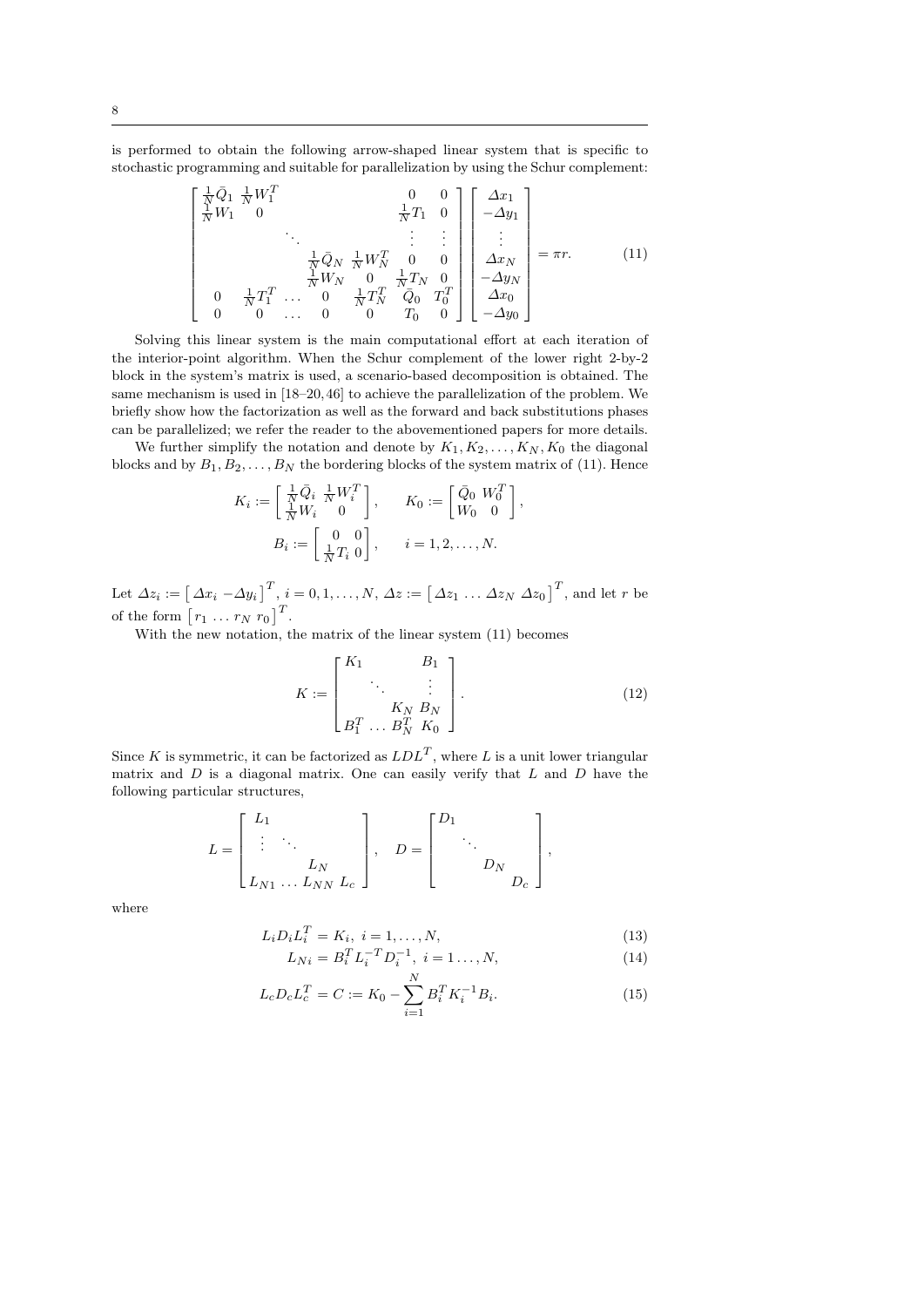is performed to obtain the following arrow-shaped linear system that is specific to stochastic programming and suitable for parallelization by using the Schur complement:

$$
\begin{bmatrix}
\frac{1}{N}\bar{Q}_1 & \frac{1}{N}W_1^T & & & & 0 & 0 \\
\frac{1}{N}W_1 & 0 & & & & \frac{1}{N}T_1 & 0 \\
 & & \ddots & & & \vdots & \vdots \\
 & & & \frac{1}{N}\bar{Q}_N & \frac{1}{N}W_N^T & 0 & 0 \\
 & & & \frac{1}{N}W_N & 0 & \frac{1}{N}T_N & 0 \\
0 & \frac{1}{N}T_1^T & \dots & 0 & \frac{1}{N}T_N^T & \bar{Q}_0 & T_0^T \\
0 & 0 & \dots & 0 & 0 & T_0 & 0
\end{bmatrix}
\begin{bmatrix}
\Delta x_1 \\ -\Delta y_1 \\ \vdots \\ \Delta x_N \\ -\Delta y_N \\ \Delta x_0 \\ -\Delta y_0
\end{bmatrix}
= \pi r. \tag{11}
$$

Solving this linear system is the main computational effort at each iteration of the interior-point algorithm. When the Schur complement of the lower right 2-by-2 block in the system's matrix is used, a scenario-based decomposition is obtained. The same mechanism is used in [18–20, 46] to achieve the parallelization of the problem. We briefly show how the factorization as well as the forward and back substitutions phases can be parallelized; we refer the reader to the abovementioned papers for more details.

We further simplify the notation and denote by $K_1, K_2, \dots, K_N, K_0$ the diagonal blocks and by $B_1, B_2, \dots, B_N$ the bordering blocks of the system matrix of (11). Hence

$$
K_i := \begin{bmatrix} \frac{1}{N}\bar{Q}_i & \frac{1}{N}W_i^T \\ \frac{1}{N}W_i & 0 \end{bmatrix}, \qquad K_0 := \begin{bmatrix} \bar{Q}_0 & W_0^T \\ W_0 & 0 \end{bmatrix},
$$

$$
B_i := \begin{bmatrix} 0 & 0 \\ \frac{1}{N}T_i & 0 \end{bmatrix}, \qquad i = 1, 2, \dots, N.
$$

Let $\Delta z_i := \begin{bmatrix} \Delta x_i & -\Delta y_i \end{bmatrix}^T$, $i = 0, 1, \dots, N$, $\Delta z := \begin{bmatrix} \Delta z_1 & \dots & \Delta z_N & \Delta z_0 \end{bmatrix}^T$, and let $r$ be of the form $\begin{bmatrix} r_1 & \dots & r_N & r_0 \end{bmatrix}^T$.

With the new notation, the matrix of the linear system (11) becomes

$$
K := \begin{bmatrix}
K_1 & & & B_1 \\
 & \ddots & & \vdots \\
 & & K_N & B_N \\
B_1^T & \dots & B_N^T & K_0
\end{bmatrix}. \tag{12}
$$

Since $K$ is symmetric, it can be factorized as $LDL^T$, where $L$ is a unit lower triangular matrix and $D$ is a diagonal matrix. One can easily verify that $L$ and $D$ have the following particular structures,

$$
L = \begin{bmatrix}
L_1 & & & \\
\vdots & \ddots & & \\
 & & L_N & \\
L_{N1} & \dots & L_{NN} & L_c
\end{bmatrix}, \quad
D = \begin{bmatrix}
D_1 & & & \\
 & \ddots & & \\
 & & D_N & \\
 & & & D_c
\end{bmatrix},
$$

where

$$
L_i D_i L_i^T = K_i, \; i = 1, \dots, N, \tag{13}
$$

$$
L_{Ni} = B_i^T L_i^{-T} D_i^{-1}, \; i = 1 \dots, N, \tag{14}
$$

$$
L_c D_c L_c^T = C := K_0 - \sum_{i=1}^{N} B_i^T K_i^{-1} B_i. \tag{15}
$$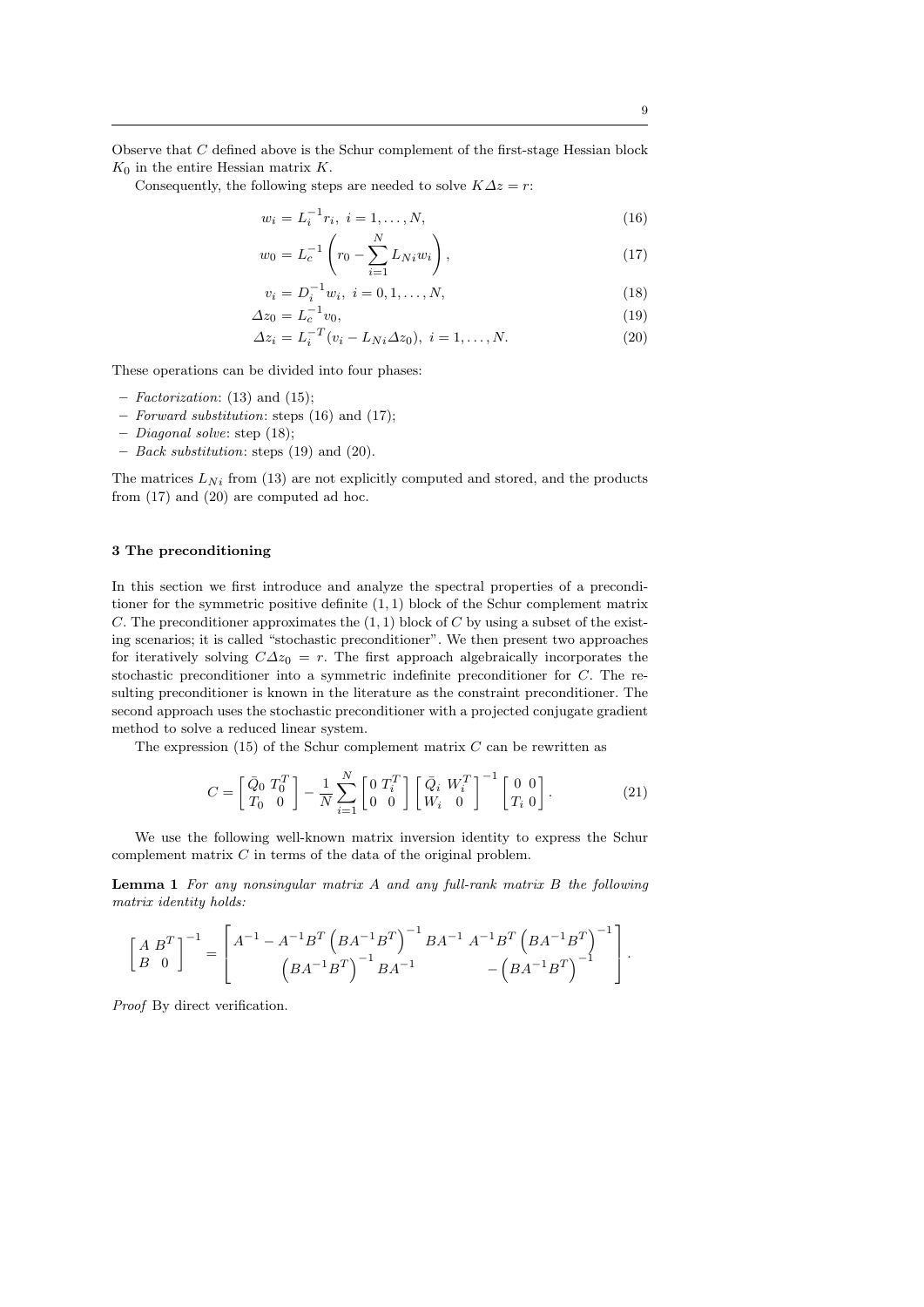Observe that $C$ defined above is the Schur complement of the first-stage Hessian block $K_0$ in the entire Hessian matrix $K$.

Consequently, the following steps are needed to solve $K\Delta z = r$:

$$w_i = L_i^{-1} r_i, \ i = 1, \dots, N, \tag{16}$$

$$w_0 = L_c^{-1}\left(r_0 - \sum_{i=1}^{N} L_{Ni} w_i\right), \tag{17}$$

$$v_i = D_i^{-1} w_i, \ i = 0, 1, \dots, N, \tag{18}$$

$$\Delta z_0 = L_c^{-1} v_0, \tag{19}$$

$$\Delta z_i = L_i^{-T}(v_i - L_{Ni}\Delta z_0), \ i = 1, \dots, N. \tag{20}$$

These operations can be divided into four phases:

- *Factorization*: (13) and (15);
- *Forward substitution*: steps (16) and (17);
- *Diagonal solve*: step (18);
- *Back substitution*: steps (19) and (20).

The matrices $L_{Ni}$ from (13) are not explicitly computed and stored, and the products from (17) and (20) are computed ad hoc.

## 3 The preconditioning

In this section we first introduce and analyze the spectral properties of a preconditioner for the symmetric positive definite $(1,1)$ block of the Schur complement matrix $C$. The preconditioner approximates the $(1,1)$ block of $C$ by using a subset of the existing scenarios; it is called "stochastic preconditioner". We then present two approaches for iteratively solving $C\Delta z_0 = r$. The first approach algebraically incorporates the stochastic preconditioner into a symmetric indefinite preconditioner for $C$. The resulting preconditioner is known in the literature as the constraint preconditioner. The second approach uses the stochastic preconditioner with a projected conjugate gradient method to solve a reduced linear system.

The expression (15) of the Schur complement matrix $C$ can be rewritten as

$$C = \begin{bmatrix} \bar{Q}_0 & T_0^T \\ T_0 & 0 \end{bmatrix} - \frac{1}{N}\sum_{i=1}^{N} \begin{bmatrix} 0 & T_i^T \\ 0 & 0 \end{bmatrix} \begin{bmatrix} \bar{Q}_i & W_i^T \\ W_i & 0 \end{bmatrix}^{-1} \begin{bmatrix} 0 & 0 \\ T_i & 0 \end{bmatrix}. \tag{21}$$

We use the following well-known matrix inversion identity to express the Schur complement matrix $C$ in terms of the data of the original problem.

**Lemma 1** *For any nonsingular matrix $A$ and any full-rank matrix $B$ the following matrix identity holds:*

$$\begin{bmatrix} A & B^T \\ B & 0 \end{bmatrix}^{-1} = \begin{bmatrix} A^{-1} - A^{-1}B^T\left(BA^{-1}B^T\right)^{-1}BA^{-1} & A^{-1}B^T\left(BA^{-1}B^T\right)^{-1} \\ \left(BA^{-1}B^T\right)^{-1}BA^{-1} & -\left(BA^{-1}B^T\right)^{-1} \end{bmatrix}.$$

*Proof* By direct verification.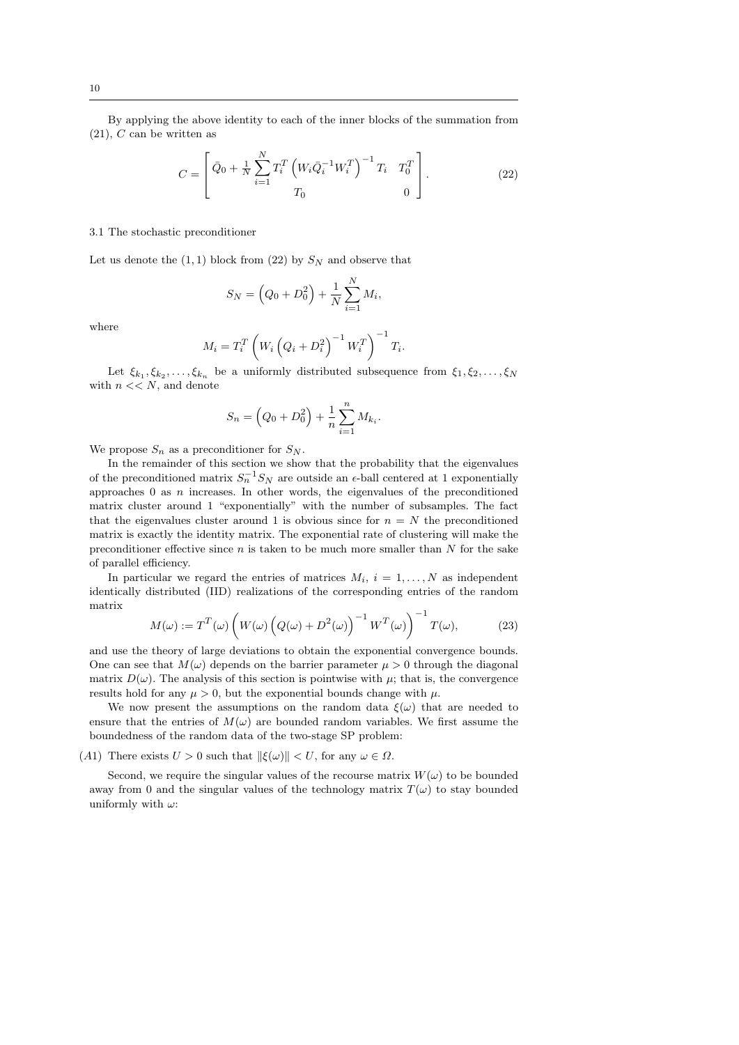By applying the above identity to each of the inner blocks of the summation from (21), $C$ can be written as

$$C = \begin{bmatrix} \bar{Q}_0 + \frac{1}{N}\sum_{i=1}^{N} T_i^T \left( W_i \bar{Q}_i^{-1} W_i^T \right)^{-1} T_i & T_0^T \\ T_0 & 0 \end{bmatrix}. \tag{22}$$

### 3.1 The stochastic preconditioner

Let us denote the $(1,1)$ block from (22) by $S_N$ and observe that

$$S_N = \left(Q_0 + D_0^2\right) + \frac{1}{N}\sum_{i=1}^{N} M_i,$$

where

$$M_i = T_i^T \left( W_i \left(Q_i + D_i^2\right)^{-1} W_i^T \right)^{-1} T_i.$$

Let $\xi_{k_1}, \xi_{k_2}, \ldots, \xi_{k_n}$ be a uniformly distributed subsequence from $\xi_1, \xi_2, \ldots, \xi_N$ with $n << N$, and denote

$$S_n = \left(Q_0 + D_0^2\right) + \frac{1}{n}\sum_{i=1}^{n} M_{k_i}.$$

We propose $S_n$ as a preconditioner for $S_N$.

In the remainder of this section we show that the probability that the eigenvalues of the preconditioned matrix $S_n^{-1} S_N$ are outside an $\epsilon$-ball centered at 1 exponentially approaches 0 as $n$ increases. In other words, the eigenvalues of the preconditioned matrix cluster around 1 "exponentially" with the number of subsamples. The fact that the eigenvalues cluster around 1 is obvious since for $n = N$ the preconditioned matrix is exactly the identity matrix. The exponential rate of clustering will make the preconditioner effective since $n$ is taken to be much more smaller than $N$ for the sake of parallel efficiency.

In particular we regard the entries of matrices $M_i$, $i = 1, \ldots, N$ as independent identically distributed (IID) realizations of the corresponding entries of the random matrix

$$M(\omega) := T^T(\omega) \left( W(\omega) \left(Q(\omega) + D^2(\omega)\right)^{-1} W^T(\omega) \right)^{-1} T(\omega), \tag{23}$$

and use the theory of large deviations to obtain the exponential convergence bounds. One can see that $M(\omega)$ depends on the barrier parameter $\mu > 0$ through the diagonal matrix $D(\omega)$. The analysis of this section is pointwise with $\mu$; that is, the convergence results hold for any $\mu > 0$, but the exponential bounds change with $\mu$.

We now present the assumptions on the random data $\xi(\omega)$ that are needed to ensure that the entries of $M(\omega)$ are bounded random variables. We first assume the boundedness of the random data of the two-stage SP problem:

$(A1)$ There exists $U > 0$ such that $\|\xi(\omega)\| < U$, for any $\omega \in \Omega$.

Second, we require the singular values of the recourse matrix $W(\omega)$ to be bounded away from 0 and the singular values of the technology matrix $T(\omega)$ to stay bounded uniformly with $\omega$: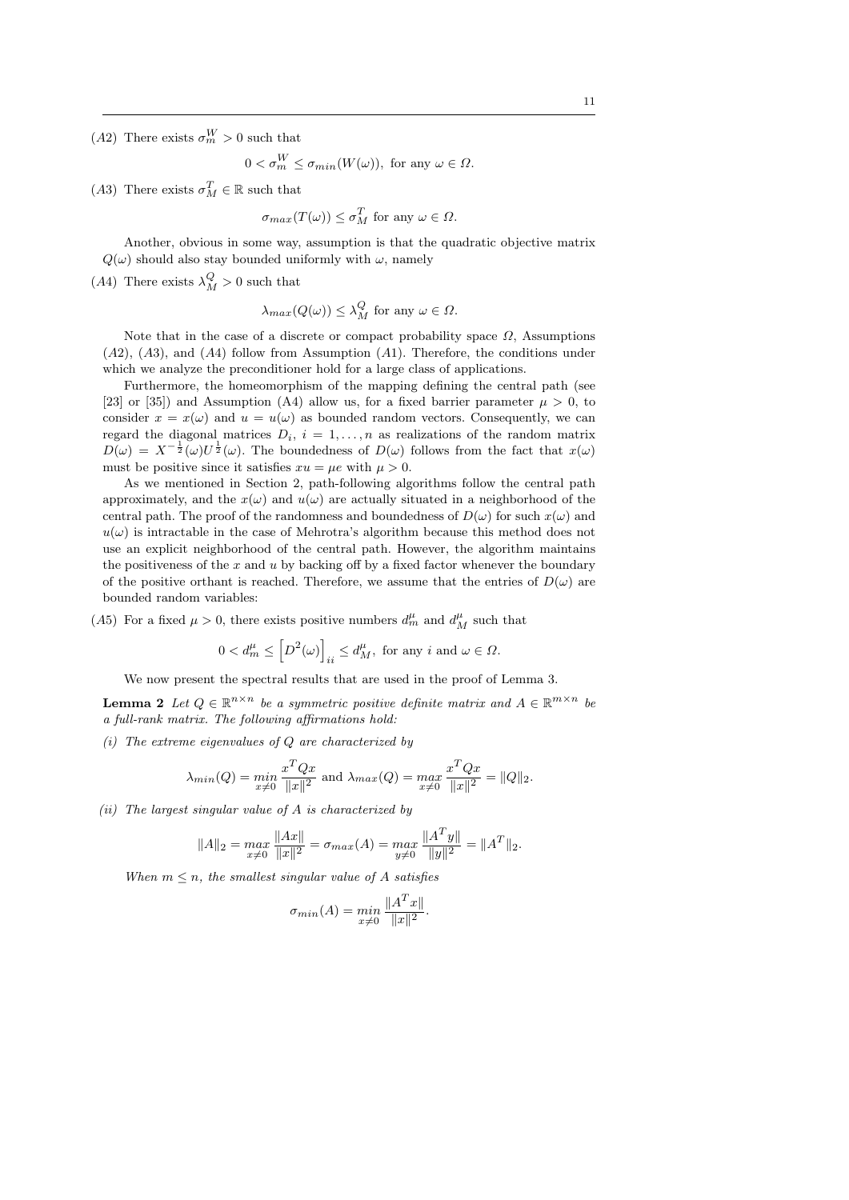$(A2)$ There exists $\sigma_m^W > 0$ such that

$$0 < \sigma_m^W \leq \sigma_{min}(W(\omega)), \text{ for any } \omega \in \Omega.$$

$(A3)$ There exists $\sigma_M^T \in \mathbb{R}$ such that

$$\sigma_{max}(T(\omega)) \leq \sigma_M^T \text{ for any } \omega \in \Omega.$$

Another, obvious in some way, assumption is that the quadratic objective matrix $Q(\omega)$ should also stay bounded uniformly with $\omega$, namely

$(A4)$ There exists $\lambda_M^Q > 0$ such that

$$\lambda_{max}(Q(\omega)) \leq \lambda_M^Q \text{ for any } \omega \in \Omega.$$

Note that in the case of a discrete or compact probability space $\Omega$, Assumptions $(A2)$, $(A3)$, and $(A4)$ follow from Assumption $(A1)$. Therefore, the conditions under which we analyze the preconditioner hold for a large class of applications.

Furthermore, the homeomorphism of the mapping defining the central path (see [23] or [35]) and Assumption (A4) allow us, for a fixed barrier parameter $\mu > 0$, to consider $x = x(\omega)$ and $u = u(\omega)$ as bounded random vectors. Consequently, we can regard the diagonal matrices $D_i$, $i = 1, \ldots, n$ as realizations of the random matrix $D(\omega) = X^{-\frac{1}{2}}(\omega)U^{\frac{1}{2}}(\omega)$. The boundedness of $D(\omega)$ follows from the fact that $x(\omega)$ must be positive since it satisfies $xu = \mu e$ with $\mu > 0$.

As we mentioned in Section 2, path-following algorithms follow the central path approximately, and the $x(\omega)$ and $u(\omega)$ are actually situated in a neighborhood of the central path. The proof of the randomness and boundedness of $D(\omega)$ for such $x(\omega)$ and $u(\omega)$ is intractable in the case of Mehrotra's algorithm because this method does not use an explicit neighborhood of the central path. However, the algorithm maintains the positiveness of the $x$ and $u$ by backing off by a fixed factor whenever the boundary of the positive orthant is reached. Therefore, we assume that the entries of $D(\omega)$ are bounded random variables:

$(A5)$ For a fixed $\mu > 0$, there exists positive numbers $d_m^\mu$ and $d_M^\mu$ such that

$$0 < d_m^\mu \leq \left[D^2(\omega)\right]_{ii} \leq d_M^\mu, \text{ for any } i \text{ and } \omega \in \Omega.$$

We now present the spectral results that are used in the proof of Lemma 3.

**Lemma 2** *Let $Q \in \mathbb{R}^{n\times n}$ be a symmetric positive definite matrix and $A \in \mathbb{R}^{m\times n}$ be a full-rank matrix. The following affirmations hold:*

*(i) The extreme eigenvalues of $Q$ are characterized by*

$$\lambda_{min}(Q) = \min_{x\neq 0} \frac{x^TQx}{\|x\|^2} \text{ and } \lambda_{max}(Q) = \max_{x\neq 0} \frac{x^TQx}{\|x\|^2} = \|Q\|_2.$$

*(ii) The largest singular value of $A$ is characterized by*

$$\|A\|_2 = \max_{x\neq 0} \frac{\|Ax\|}{\|x\|^2} = \sigma_{max}(A) = \max_{y\neq 0} \frac{\|A^Ty\|}{\|y\|^2} = \|A^T\|_2.$$

*When $m \leq n$, the smallest singular value of $A$ satisfies*

$$\sigma_{min}(A) = \min_{x\neq 0} \frac{\|A^Tx\|}{\|x\|^2}.$$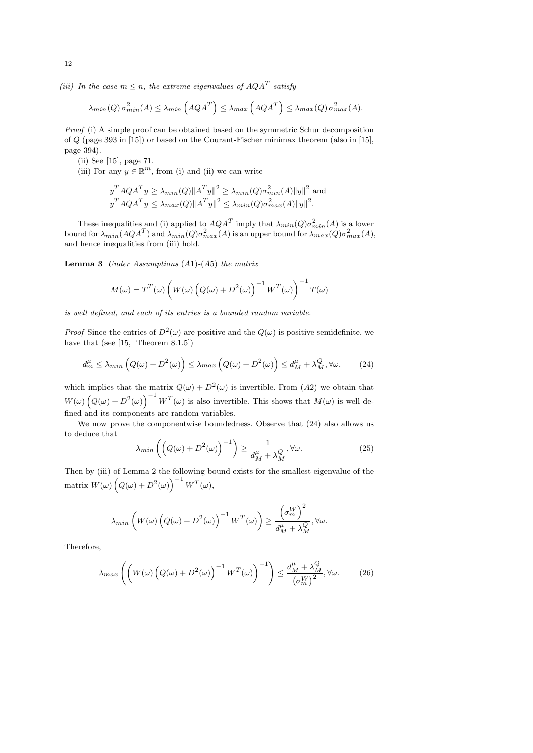*(iii) In the case $m \leq n$, the extreme eigenvalues of $AQA^T$ satisfy*

$$\lambda_{min}(Q)\,\sigma^2_{min}(A) \leq \lambda_{min}\left(AQA^T\right) \leq \lambda_{max}\left(AQA^T\right) \leq \lambda_{max}(Q)\,\sigma^2_{max}(A).$$

*Proof* (i) A simple proof can be obtained based on the symmetric Schur decomposition of $Q$ (page 393 in [15]) or based on the Courant-Fischer minimax theorem (also in [15], page 394).

(ii) See [15], page 71.

(iii) For any $y \in \mathbb{R}^m$, from (i) and (ii) we can write

$$y^T AQA^T y \geq \lambda_{min}(Q)\|A^T y\|^2 \geq \lambda_{min}(Q)\sigma^2_{min}(A)\|y\|^2 \text{ and}$$
$$y^T AQA^T y \leq \lambda_{max}(Q)\|A^T y\|^2 \leq \lambda_{min}(Q)\sigma^2_{max}(A)\|y\|^2.$$

These inequalities and (i) applied to $AQA^T$ imply that $\lambda_{min}(Q)\sigma^2_{min}(A)$ is a lower bound for $\lambda_{min}(AQA^T)$ and $\lambda_{min}(Q)\sigma^2_{max}(A)$ is an upper bound for $\lambda_{max}(Q)\sigma^2_{max}(A)$, and hence inequalities from (iii) hold.

**Lemma 3** *Under Assumptions (A1)-(A5) the matrix*

$$M(\omega) = T^T(\omega)\left(W(\omega)\left(Q(\omega) + D^2(\omega)\right)^{-1} W^T(\omega)\right)^{-1} T(\omega)$$

*is well defined, and each of its entries is a bounded random variable.*

*Proof* Since the entries of $D^2(\omega)$ are positive and the $Q(\omega)$ is positive semidefinite, we have that (see [15, Theorem 8.1.5])

$$d^{\mu}_m \leq \lambda_{min}\left(Q(\omega) + D^2(\omega)\right) \leq \lambda_{max}\left(Q(\omega) + D^2(\omega)\right) \leq d^{\mu}_M + \lambda^Q_M, \forall \omega, \tag{24}$$

which implies that the matrix $Q(\omega) + D^2(\omega)$ is invertible. From (A2) we obtain that $W(\omega)\left(Q(\omega) + D^2(\omega)\right)^{-1} W^T(\omega)$ is also invertible. This shows that $M(\omega)$ is well defined and its components are random variables.

We now prove the componentwise boundedness. Observe that (24) also allows us to deduce that

$$\lambda_{min}\left(\left(Q(\omega) + D^2(\omega)\right)^{-1}\right) \geq \frac{1}{d^{\mu}_M + \lambda^Q_M}, \forall \omega. \tag{25}$$

Then by (iii) of Lemma 2 the following bound exists for the smallest eigenvalue of the matrix $W(\omega)\left(Q(\omega) + D^2(\omega)\right)^{-1} W^T(\omega)$,

$$\lambda_{min}\left(W(\omega)\left(Q(\omega) + D^2(\omega)\right)^{-1} W^T(\omega)\right) \geq \frac{\left(\sigma^W_m\right)^2}{d^{\mu}_M + \lambda^Q_M}, \forall \omega.$$

Therefore,

$$\lambda_{max}\left(\left(W(\omega)\left(Q(\omega) + D^2(\omega)\right)^{-1} W^T(\omega)\right)^{-1}\right) \leq \frac{d^{\mu}_M + \lambda^Q_M}{\left(\sigma^W_m\right)^2}, \forall \omega. \tag{26}$$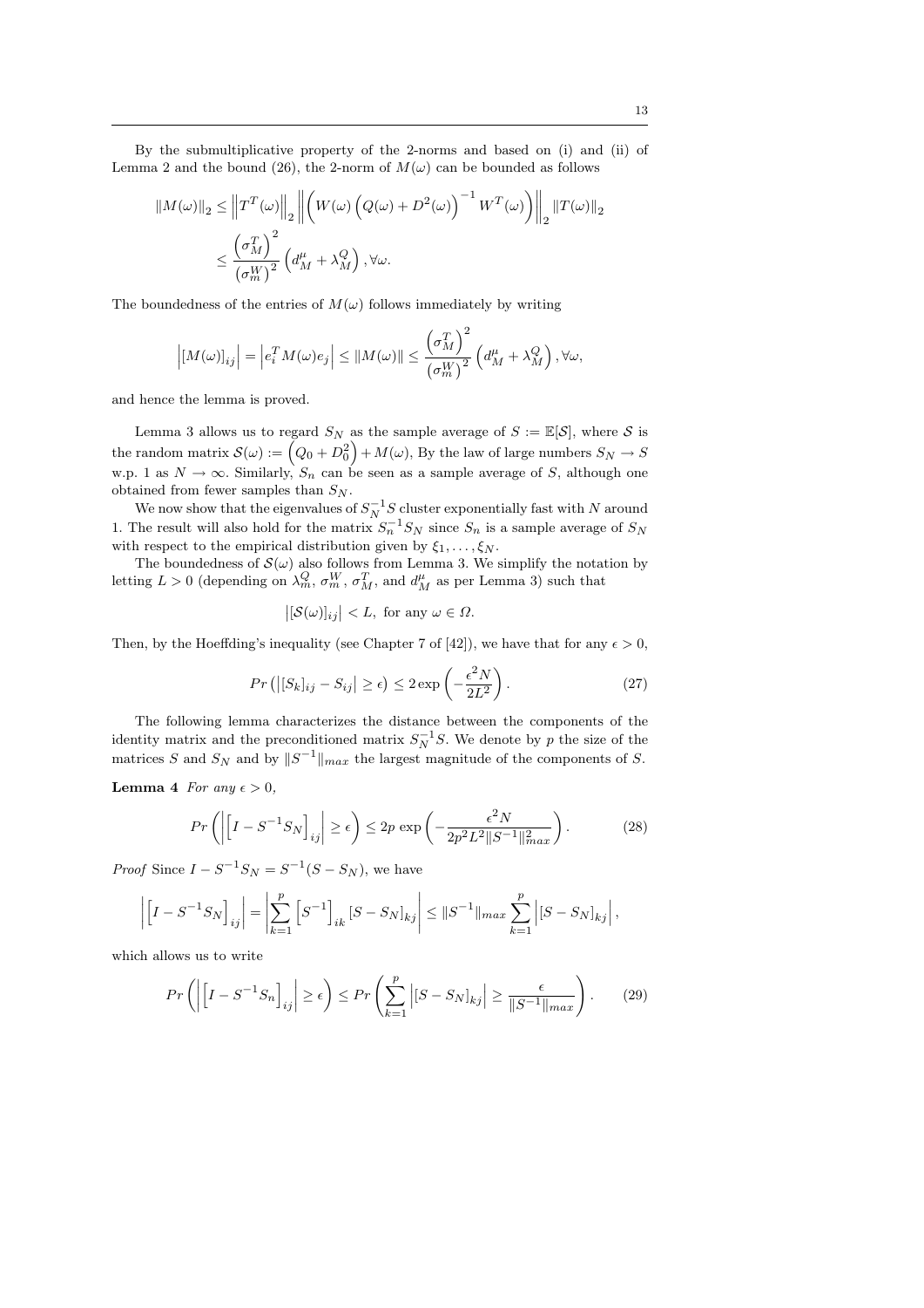By the submultiplicative property of the 2-norms and based on (i) and (ii) of Lemma 2 and the bound (26), the 2-norm of $M(\omega)$ can be bounded as follows

$$
\begin{aligned}
\|M(\omega)\|_2 &\leq \left\|T^T(\omega)\right\|_2 \left\|\left(W(\omega)\left(Q(\omega)+D^2(\omega)\right)^{-1} W^T(\omega)\right)\right\|_2 \|T(\omega)\|_2 \\
&\leq \frac{\left(\sigma_M^T\right)^2}{\left(\sigma_m^W\right)^2}\left(d_M^\mu + \lambda_M^Q\right), \forall \omega.
\end{aligned}
$$

The boundedness of the entries of $M(\omega)$ follows immediately by writing

$$
\left|[M(\omega)]_{ij}\right| = \left|e_i^T M(\omega) e_j\right| \leq \|M(\omega)\| \leq \frac{\left(\sigma_M^T\right)^2}{\left(\sigma_m^W\right)^2}\left(d_M^\mu + \lambda_M^Q\right), \forall \omega,
$$

and hence the lemma is proved.

Lemma 3 allows us to regard $S_N$ as the sample average of $S := \mathbb{E}[\mathcal{S}]$, where $\mathcal{S}$ is the random matrix $\mathcal{S}(\omega) := \left(Q_0 + D_0^2\right) + M(\omega)$, By the law of large numbers $S_N \to S$ w.p. 1 as $N \to \infty$. Similarly, $S_n$ can be seen as a sample average of $S$, although one obtained from fewer samples than $S_N$.

We now show that the eigenvalues of $S_N^{-1} S$ cluster exponentially fast with $N$ around 1. The result will also hold for the matrix $S_n^{-1} S_N$ since $S_n$ is a sample average of $S_N$ with respect to the empirical distribution given by $\xi_1, \ldots, \xi_N$.

The boundedness of $\mathcal{S}(\omega)$ also follows from Lemma 3. We simplify the notation by letting $L > 0$ (depending on $\lambda_m^Q$, $\sigma_m^W$, $\sigma_M^T$, and $d_M^\mu$ as per Lemma 3) such that

$$
\left|[\mathcal{S}(\omega)]_{ij}\right| < L, \text{ for any } \omega \in \Omega.
$$

Then, by the Hoeffding's inequality (see Chapter 7 of [42]), we have that for any $\epsilon > 0$,

$$
Pr\left(\left|[S_k]_{ij} - S_{ij}\right| \geq \epsilon\right) \leq 2\exp\left(-\frac{\epsilon^2 N}{2L^2}\right). \tag{27}
$$

The following lemma characterizes the distance between the components of the identity matrix and the preconditioned matrix $S_N^{-1} S$. We denote by $p$ the size of the matrices $S$ and $S_N$ and by $\|S^{-1}\|_{max}$ the largest magnitude of the components of $S$.

**Lemma 4** *For any $\epsilon > 0$,*

$$
Pr\left(\left|\left[I - S^{-1} S_N\right]_{ij}\right| \geq \epsilon\right) \leq 2p\,\exp\left(-\frac{\epsilon^2 N}{2p^2 L^2 \|S^{-1}\|_{max}^2}\right). \tag{28}
$$

*Proof* Since $I - S^{-1} S_N = S^{-1}(S - S_N)$, we have

$$
\left|\left[I - S^{-1} S_N\right]_{ij}\right| = \left|\sum_{k=1}^{p} \left[S^{-1}\right]_{ik} [S - S_N]_{kj}\right| \leq \|S^{-1}\|_{max} \sum_{k=1}^{p} \left|[S - S_N]_{kj}\right|,
$$

which allows us to write

$$
Pr\left(\left|\left[I - S^{-1} S_n\right]_{ij}\right| \geq \epsilon\right) \leq Pr\left(\sum_{k=1}^{p} \left|[S - S_N]_{kj}\right| \geq \frac{\epsilon}{\|S^{-1}\|_{max}}\right). \tag{29}
$$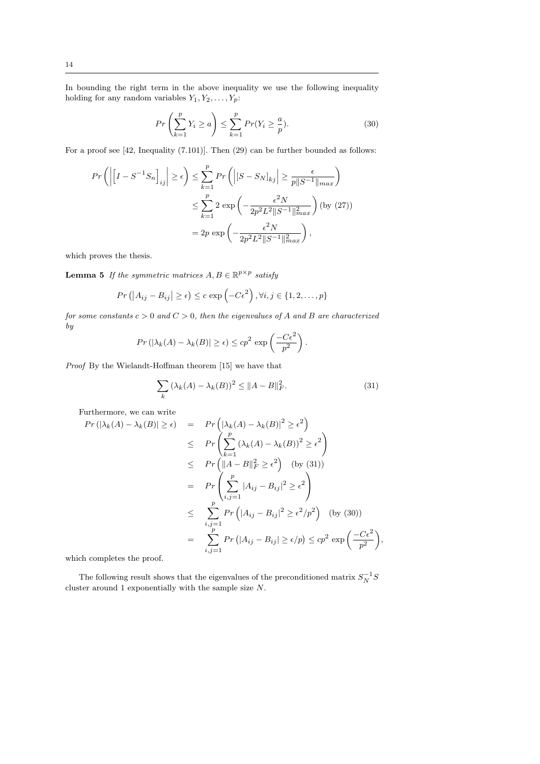In bounding the right term in the above inequality we use the following inequality holding for any random variables $Y_1, Y_2, \dots, Y_p$:

$$Pr\left(\sum_{k=1}^{p} Y_i \geq a\right) \leq \sum_{k=1}^{p} Pr(Y_i \geq \frac{a}{p}). \tag{30}$$

For a proof see [42, Inequality (7.101)]. Then (29) can be further bounded as follows:

$$\begin{aligned}
Pr\left(\left|\left[I - S^{-1}S_n\right]_{ij}\right| \geq \epsilon\right) &\leq \sum_{k=1}^{p} Pr\left(\left|[S - S_N]_{kj}\right| \geq \frac{\epsilon}{p\|S^{-1}\|_{max}}\right) \\
&\leq \sum_{k=1}^{p} 2\exp\left(-\frac{\epsilon^2 N}{2p^2L^2\|S^{-1}\|_{max}^2}\right) \text{(by (27))} \\
&= 2p\exp\left(-\frac{\epsilon^2 N}{2p^2L^2\|S^{-1}\|_{max}^2}\right),
\end{aligned}$$

which proves the thesis.

**Lemma 5** *If the symmetric matrices $A, B \in \mathbb{R}^{p\times p}$ satisfy*

$$Pr\left(\left|A_{ij} - B_{ij}\right| \geq \epsilon\right) \leq c\exp\left(-C\epsilon^2\right), \forall i,j \in \{1, 2, \dots, p\}$$

*for some constants $c > 0$ and $C > 0$, then the eigenvalues of $A$ and $B$ are characterized by*

$$Pr\left(|\lambda_k(A) - \lambda_k(B)| \geq \epsilon\right) \leq cp^2\exp\left(\frac{-C\epsilon^2}{p^2}\right).$$

*Proof* By the Wielandt-Hoffman theorem [15] we have that

$$\sum_k \left(\lambda_k(A) - \lambda_k(B)\right)^2 \leq \|A - B\|_F^2. \tag{31}$$

Furthermore, we can write

$$\begin{aligned}
Pr\left(|\lambda_k(A) - \lambda_k(B)| \geq \epsilon\right) &= Pr\left(|\lambda_k(A) - \lambda_k(B)|^2 \geq \epsilon^2\right) \\
&\leq Pr\left(\sum_{k=1}^{p}\left(\lambda_k(A) - \lambda_k(B)\right)^2 \geq \epsilon^2\right) \\
&\leq Pr\left(\|A - B\|_F^2 \geq \epsilon^2\right) \quad \text{(by (31))} \\
&= Pr\left(\sum_{i,j=1}^{p} |A_{ij} - B_{ij}|^2 \geq \epsilon^2\right) \\
&\leq \sum_{i,j=1}^{p} Pr\left(|A_{ij} - B_{ij}|^2 \geq \epsilon^2/p^2\right) \quad \text{(by (30))} \\
&= \sum_{i,j=1}^{p} Pr\left(|A_{ij} - B_{ij}| \geq \epsilon/p\right) \leq cp^2\exp\left(\frac{-C\epsilon^2}{p^2}\right),
\end{aligned}$$

which completes the proof.

The following result shows that the eigenvalues of the preconditioned matrix $S_N^{-1}S$ cluster around 1 exponentially with the sample size $N$.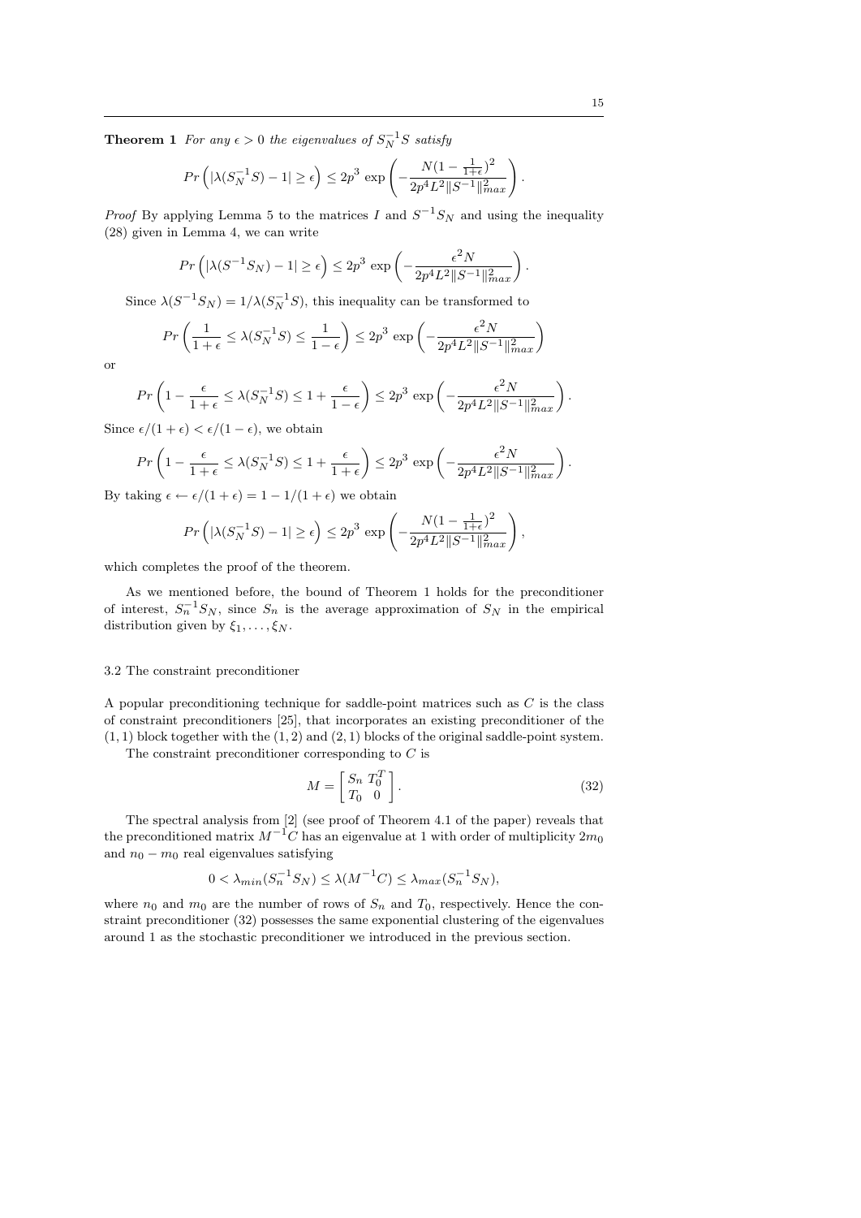**Theorem 1** *For any $\epsilon > 0$ the eigenvalues of $S_N^{-1}S$ satisfy*

$$Pr\left(|\lambda(S_N^{-1}S) - 1| \geq \epsilon\right) \leq 2p^3 \exp\left(-\frac{N(1-\frac{1}{1+\epsilon})^2}{2p^4L^2\|S^{-1}\|_{max}^2}\right).$$

*Proof* By applying Lemma 5 to the matrices $I$ and $S^{-1}S_N$ and using the inequality (28) given in Lemma 4, we can write

$$Pr\left(|\lambda(S^{-1}S_N) - 1| \geq \epsilon\right) \leq 2p^3 \exp\left(-\frac{\epsilon^2 N}{2p^4L^2\|S^{-1}\|_{max}^2}\right).$$

Since $\lambda(S^{-1}S_N) = 1/\lambda(S_N^{-1}S)$, this inequality can be transformed to

$$Pr\left(\frac{1}{1+\epsilon} \leq \lambda(S_N^{-1}S) \leq \frac{1}{1-\epsilon}\right) \leq 2p^3 \exp\left(-\frac{\epsilon^2 N}{2p^4L^2\|S^{-1}\|_{max}^2}\right)$$

or

$$Pr\left(1 - \frac{\epsilon}{1+\epsilon} \leq \lambda(S_N^{-1}S) \leq 1 + \frac{\epsilon}{1-\epsilon}\right) \leq 2p^3 \exp\left(-\frac{\epsilon^2 N}{2p^4L^2\|S^{-1}\|_{max}^2}\right).$$

Since $\epsilon/(1+\epsilon) < \epsilon/(1-\epsilon)$, we obtain

$$Pr\left(1 - \frac{\epsilon}{1+\epsilon} \leq \lambda(S_N^{-1}S) \leq 1 + \frac{\epsilon}{1+\epsilon}\right) \leq 2p^3 \exp\left(-\frac{\epsilon^2 N}{2p^4L^2\|S^{-1}\|_{max}^2}\right).$$

By taking $\epsilon \leftarrow \epsilon/(1+\epsilon) = 1 - 1/(1+\epsilon)$ we obtain

$$Pr\left(|\lambda(S_N^{-1}S) - 1| \geq \epsilon\right) \leq 2p^3 \exp\left(-\frac{N(1-\frac{1}{1+\epsilon})^2}{2p^4L^2\|S^{-1}\|_{max}^2}\right),$$

which completes the proof of the theorem.

As we mentioned before, the bound of Theorem 1 holds for the preconditioner of interest, $S_n^{-1}S_N$, since $S_n$ is the average approximation of $S_N$ in the empirical distribution given by $\xi_1, \ldots, \xi_N$.

### 3.2 The constraint preconditioner

A popular preconditioning technique for saddle-point matrices such as $C$ is the class of constraint preconditioners [25], that incorporates an existing preconditioner of the $(1,1)$ block together with the $(1,2)$ and $(2,1)$ blocks of the original saddle-point system.

The constraint preconditioner corresponding to $C$ is

$$M = \begin{bmatrix} S_n & T_0^T \\ T_0 & 0 \end{bmatrix}. \tag{32}$$

The spectral analysis from [2] (see proof of Theorem 4.1 of the paper) reveals that the preconditioned matrix $M^{-1}C$ has an eigenvalue at 1 with order of multiplicity $2m_0$ and $n_0 - m_0$ real eigenvalues satisfying

$$0 < \lambda_{min}(S_n^{-1}S_N) \leq \lambda(M^{-1}C) \leq \lambda_{max}(S_n^{-1}S_N),$$

where $n_0$ and $m_0$ are the number of rows of $S_n$ and $T_0$, respectively. Hence the constraint preconditioner (32) possesses the same exponential clustering of the eigenvalues around 1 as the stochastic preconditioner we introduced in the previous section.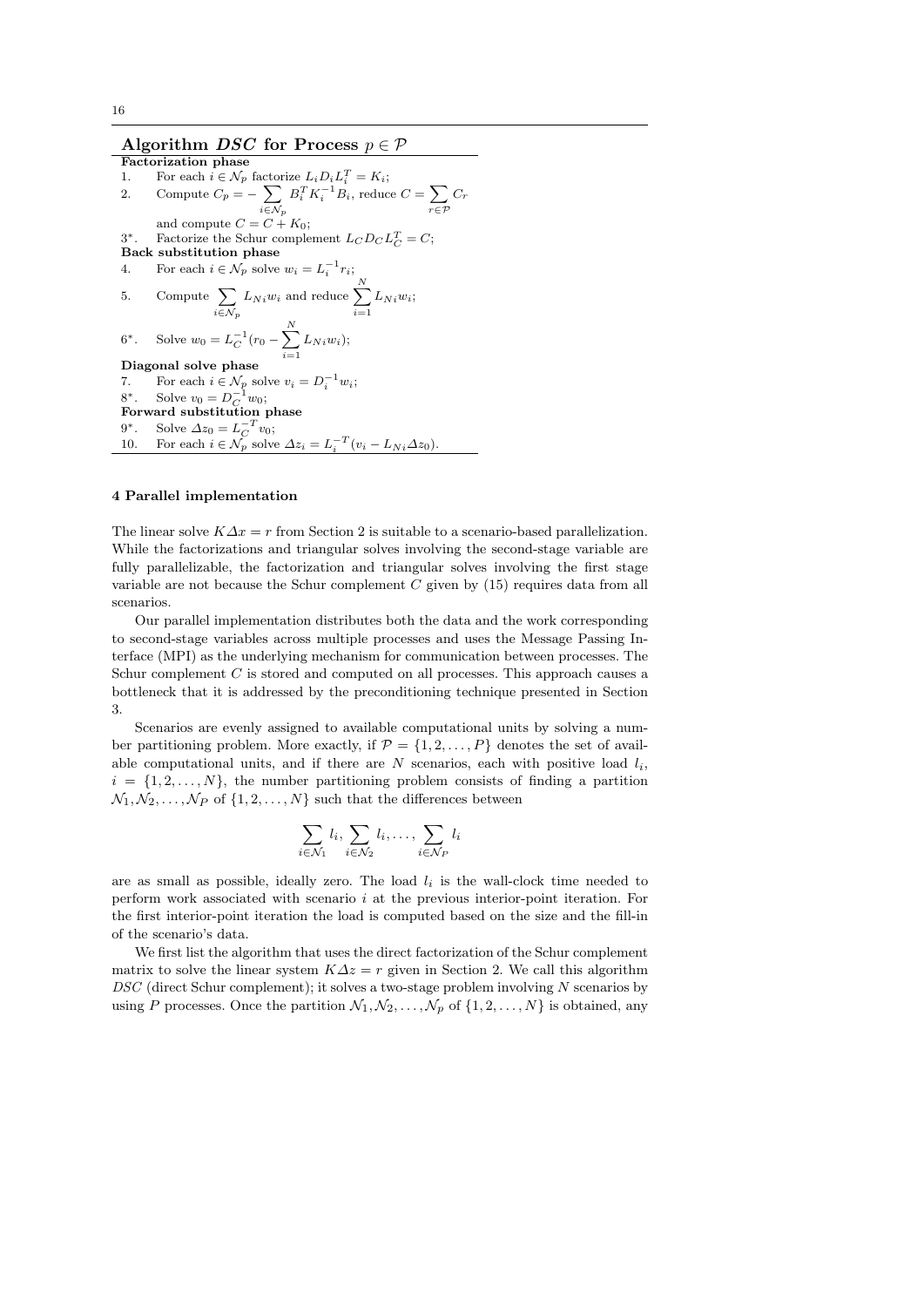**Algorithm *DSC* for Process $p \in \mathcal{P}$**

**Factorization phase**

1. For each $i \in \mathcal{N}_p$ factorize $L_i D_i L_i^T = K_i$;
2. Compute $C_p = -\sum_{i \in \mathcal{N}_p} B_i^T K_i^{-1} B_i$, reduce $C = \sum_{r \in \mathcal{P}} C_r$ and compute $C = C + K_0$;

3$^*$. Factorize the Schur complement $L_C D_C L_C^T = C$;

**Back substitution phase**

4. For each $i \in \mathcal{N}_p$ solve $w_i = L_i^{-1} r_i$;
5. Compute $\sum_{i \in \mathcal{N}_p} L_{Ni} w_i$ and reduce $\sum_{i=1}^{N} L_{Ni} w_i$;

6$^*$. Solve $w_0 = L_C^{-1}(r_0 - \sum_{i=1}^{N} L_{Ni} w_i)$;

**Diagonal solve phase**

7. For each $i \in \mathcal{N}_p$ solve $v_i = D_i^{-1} w_i$;

8$^*$. Solve $v_0 = D_C^{-1} w_0$;

**Forward substitution phase**

9$^*$. Solve $\Delta z_0 = L_C^{-T} v_0$;

10. For each $i \in \mathcal{N}_p$ solve $\Delta z_i = L_i^{-T}(v_i - L_{Ni} \Delta z_0)$.

## 4 Parallel implementation

The linear solve $K\Delta x = r$ from Section 2 is suitable to a scenario-based parallelization. While the factorizations and triangular solves involving the second-stage variable are fully parallelizable, the factorization and triangular solves involving the first stage variable are not because the Schur complement $C$ given by (15) requires data from all scenarios.

Our parallel implementation distributes both the data and the work corresponding to second-stage variables across multiple processes and uses the Message Passing Interface (MPI) as the underlying mechanism for communication between processes. The Schur complement $C$ is stored and computed on all processes. This approach causes a bottleneck that it is addressed by the preconditioning technique presented in Section 3.

Scenarios are evenly assigned to available computational units by solving a number partitioning problem. More exactly, if $\mathcal{P} = \{1, 2, \ldots, P\}$ denotes the set of available computational units, and if there are $N$ scenarios, each with positive load $l_i$, $i = \{1, 2, \ldots, N\}$, the number partitioning problem consists of finding a partition $\mathcal{N}_1, \mathcal{N}_2, \ldots, \mathcal{N}_P$ of $\{1, 2, \ldots, N\}$ such that the differences between

$$\sum_{i \in \mathcal{N}_1} l_i, \sum_{i \in \mathcal{N}_2} l_i, \ldots, \sum_{i \in \mathcal{N}_P} l_i$$

are as small as possible, ideally zero. The load $l_i$ is the wall-clock time needed to perform work associated with scenario $i$ at the previous interior-point iteration. For the first interior-point iteration the load is computed based on the size and the fill-in of the scenario's data.

We first list the algorithm that uses the direct factorization of the Schur complement matrix to solve the linear system $K\Delta z = r$ given in Section 2. We call this algorithm *DSC* (direct Schur complement); it solves a two-stage problem involving $N$ scenarios by using $P$ processes. Once the partition $\mathcal{N}_1, \mathcal{N}_2, \ldots, \mathcal{N}_p$ of $\{1, 2, \ldots, N\}$ is obtained, any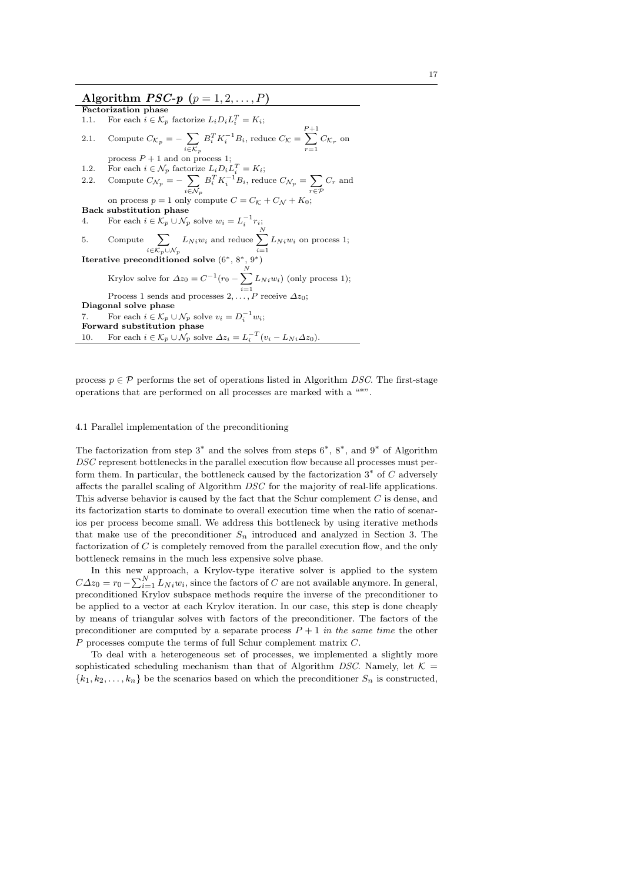**Algorithm *PSC-p* $(p = 1, 2, \dots, P)$**

**Factorization phase**

1.1. For each $i \in \mathcal{K}_p$ factorize $L_i D_i L_i^T = K_i$;

2.1. Compute $C_{\mathcal{K}_p} = -\sum_{i\in\mathcal{K}_p} B_i^T K_i^{-1} B_i$, reduce $C_{\mathcal{K}} = \sum_{r=1}^{P+1} C_{\mathcal{K}_r}$ on process $P+1$ and on process 1;

1.2. For each $i \in \mathcal{N}_p$ factorize $L_i D_i L_i^T = K_i$;

2.2. Compute $C_{\mathcal{N}_p} = -\sum_{i\in\mathcal{N}_p} B_i^T K_i^{-1} B_i$, reduce $C_{\mathcal{N}_p} = \sum_{r\in\mathcal{P}} C_r$ and on process $p = 1$ only compute $C = C_{\mathcal{K}} + C_{\mathcal{N}} + K_0$;

**Back substitution phase**

4. For each $i \in \mathcal{K}_p \cup \mathcal{N}_p$ solve $w_i = L_i^{-1} r_i$;

5. Compute $\sum_{i\in\mathcal{K}_p\cup\mathcal{N}_p} L_{Ni} w_i$ and reduce $\sum_{i=1}^{N} L_{Ni} w_i$ on process 1;

**Iterative preconditioned solve** ($6^*$, $8^*$, $9^*$)

Krylov solve for $\Delta z_0 = C^{-1}(r_0 - \sum_{i=1}^{N} L_{Ni} w_i)$ (only process 1);

Process 1 sends and processes $2, \dots, P$ receive $\Delta z_0$;

**Diagonal solve phase**

7. For each $i \in \mathcal{K}_p \cup \mathcal{N}_p$ solve $v_i = D_i^{-1} w_i$;

**Forward substitution phase**

10. For each $i \in \mathcal{K}_p \cup \mathcal{N}_p$ solve $\Delta z_i = L_i^{-T}(v_i - L_{Ni}\Delta z_0)$.

process $p \in \mathcal{P}$ performs the set of operations listed in Algorithm *DSC*. The first-stage operations that are performed on all processes are marked with a "*".

### 4.1 Parallel implementation of the preconditioning

The factorization from step $3^*$ and the solves from steps $6^*$, $8^*$, and $9^*$ of Algorithm *DSC* represent bottlenecks in the parallel execution flow because all processes must perform them. In particular, the bottleneck caused by the factorization $3^*$ of $C$ adversely affects the parallel scaling of Algorithm *DSC* for the majority of real-life applications. This adverse behavior is caused by the fact that the Schur complement $C$ is dense, and its factorization starts to dominate to overall execution time when the ratio of scenarios per process become small. We address this bottleneck by using iterative methods that make use of the preconditioner $S_n$ introduced and analyzed in Section 3. The factorization of $C$ is completely removed from the parallel execution flow, and the only bottleneck remains in the much less expensive solve phase.

In this new approach, a Krylov-type iterative solver is applied to the system $C\Delta z_0 = r_0 - \sum_{i=1}^{N} L_{Ni} w_i$, since the factors of $C$ are not available anymore. In general, preconditioned Krylov subspace methods require the inverse of the preconditioner to be applied to a vector at each Krylov iteration. In our case, this step is done cheaply by means of triangular solves with factors of the preconditioner. The factors of the preconditioner are computed by a separate process $P+1$ *in the same time* the other $P$ processes compute the terms of full Schur complement matrix $C$.

To deal with a heterogeneous set of processes, we implemented a slightly more sophisticated scheduling mechanism than that of Algorithm *DSC*. Namely, let $\mathcal{K} = \{k_1, k_2, \dots, k_n\}$ be the scenarios based on which the preconditioner $S_n$ is constructed,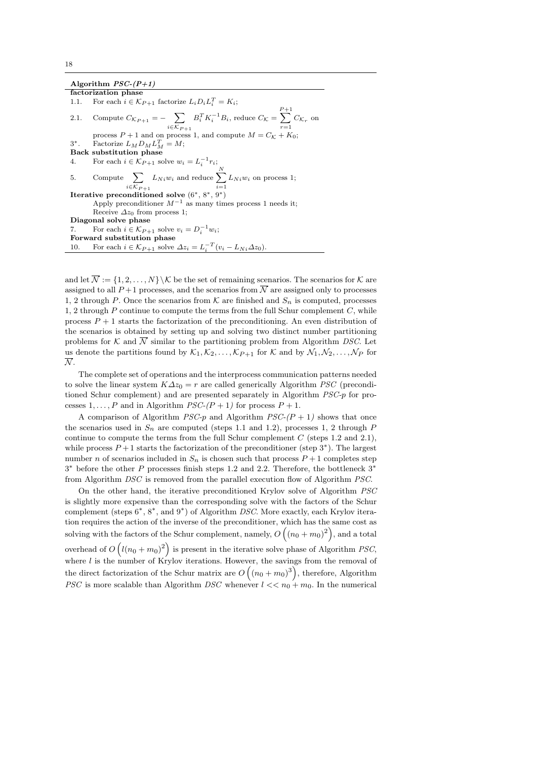**Algorithm *PSC-(P+1)***

**factorization phase**

1.1. For each $i \in \mathcal{K}_{P+1}$ factorize $L_i D_i L_i^T = K_i$;

2.1. Compute $C_{\mathcal{K}_{P+1}} = -\sum_{i \in \mathcal{K}_{P+1}} B_i^T K_i^{-1} B_i$, reduce $C_{\mathcal{K}} = \sum_{r=1}^{P+1} C_{\mathcal{K}_r}$ on process $P+1$ and on process 1, and compute $M = C_{\mathcal{K}} + K_0$;

3*. Factorize $L_M D_M L_M^T = M$;

**Back substitution phase**

4. For each $i \in \mathcal{K}_{P+1}$ solve $w_i = L_i^{-1} r_i$;

5. Compute $\sum_{i \in \mathcal{K}_{P+1}} L_{Ni} w_i$ and reduce $\sum_{i=1}^{N} L_{Ni} w_i$ on process 1;

**Iterative preconditioned solve** (6*, 8*, 9*)

Apply preconditioner $M^{-1}$ as many times process 1 needs it;
Receive $\Delta z_0$ from process 1;

**Diagonal solve phase**

7. For each $i \in \mathcal{K}_{P+1}$ solve $v_i = D_i^{-1} w_i$;

**Forward substitution phase**

10. For each $i \in \mathcal{K}_{P+1}$ solve $\Delta z_i = L_i^{-T}(v_i - L_{Ni} \Delta z_0)$.

and let $\overline{\mathcal{N}} := \{1, 2, \ldots, N\} \setminus \mathcal{K}$ be the set of remaining scenarios. The scenarios for $\mathcal{K}$ are assigned to all $P+1$ processes, and the scenarios from $\overline{\mathcal{N}}$ are assigned only to processes 1, 2 through $P$. Once the scenarios from $\mathcal{K}$ are finished and $S_n$ is computed, processes 1, 2 through $P$ continue to compute the terms from the full Schur complement $C$, while process $P+1$ starts the factorization of the preconditioning. An even distribution of the scenarios is obtained by setting up and solving two distinct number partitioning problems for $\mathcal{K}$ and $\overline{\mathcal{N}}$ similar to the partitioning problem from Algorithm *DSC*. Let us denote the partitions found by $\mathcal{K}_1, \mathcal{K}_2, \ldots, \mathcal{K}_{P+1}$ for $\mathcal{K}$ and by $\mathcal{N}_1, \mathcal{N}_2, \ldots, \mathcal{N}_P$ for $\overline{\mathcal{N}}$.

The complete set of operations and the interprocess communication patterns needed to solve the linear system $K\Delta z_0 = r$ are called generically Algorithm *PSC* (preconditioned Schur complement) and are presented separately in Algorithm *PSC-p* for processes $1, \ldots, P$ and in Algorithm *PSC-$(P+1)$* for process $P+1$.

A comparison of Algorithm *PSC-p* and Algorithm *PSC-$(P+1)$* shows that once the scenarios used in $S_n$ are computed (steps 1.1 and 1.2), processes 1, 2 through $P$ continue to compute the terms from the full Schur complement $C$ (steps 1.2 and 2.1), while process $P+1$ starts the factorization of the preconditioner (step 3*). The largest number $n$ of scenarios included in $S_n$ is chosen such that process $P+1$ completes step 3* before the other $P$ processes finish steps 1.2 and 2.2. Therefore, the bottleneck 3* from Algorithm *DSC* is removed from the parallel execution flow of Algorithm *PSC*.

On the other hand, the iterative preconditioned Krylov solve of Algorithm *PSC* is slightly more expensive than the corresponding solve with the factors of the Schur complement (steps 6*, 8*, and 9*) of Algorithm *DSC*. More exactly, each Krylov iteration requires the action of the inverse of the preconditioner, which has the same cost as solving with the factors of the Schur complement, namely, $O\left((n_0+m_0)^2\right)$, and a total overhead of $O\left(l(n_0+m_0)^2\right)$ is present in the iterative solve phase of Algorithm *PSC*, where $l$ is the number of Krylov iterations. However, the savings from the removal of the direct factorization of the Schur matrix are $O\left((n_0+m_0)^3\right)$, therefore, Algorithm *PSC* is more scalable than Algorithm *DSC* whenever $l << n_0 + m_0$. In the numerical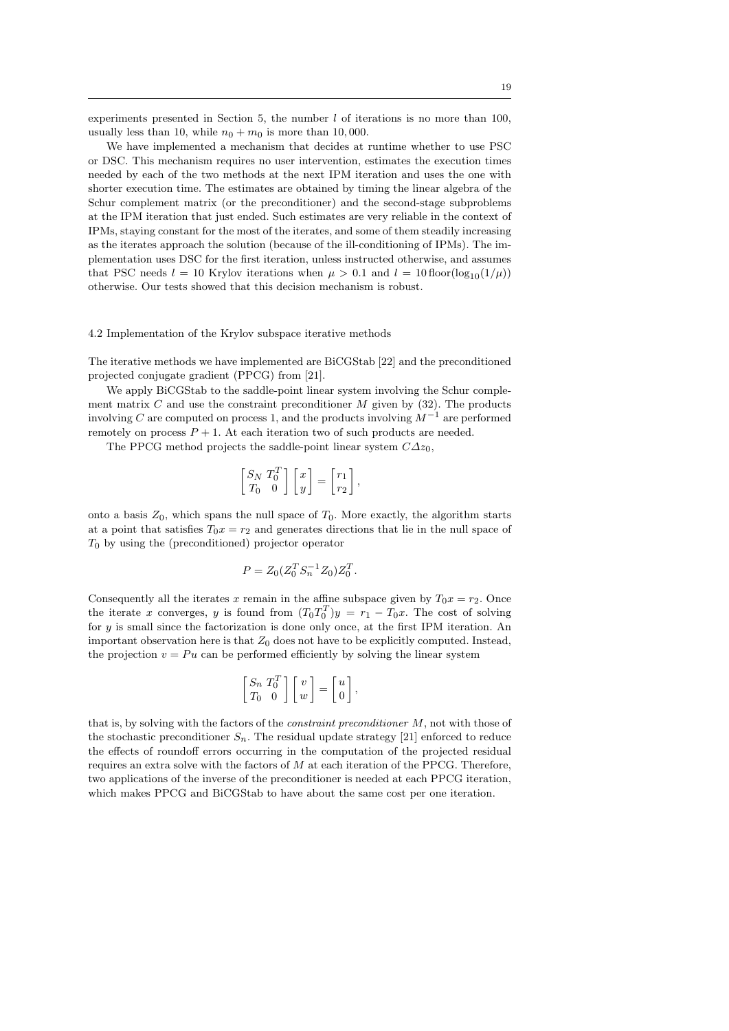experiments presented in Section 5, the number $l$ of iterations is no more than 100, usually less than 10, while $n_0 + m_0$ is more than 10,000.

We have implemented a mechanism that decides at runtime whether to use PSC or DSC. This mechanism requires no user intervention, estimates the execution times needed by each of the two methods at the next IPM iteration and uses the one with shorter execution time. The estimates are obtained by timing the linear algebra of the Schur complement matrix (or the preconditioner) and the second-stage subproblems at the IPM iteration that just ended. Such estimates are very reliable in the context of IPMs, staying constant for the most of the iterates, and some of them steadily increasing as the iterates approach the solution (because of the ill-conditioning of IPMs). The implementation uses DSC for the first iteration, unless instructed otherwise, and assumes that PSC needs $l = 10$ Krylov iterations when $\mu > 0.1$ and $l = 10\,\text{floor}(\log_{10}(1/\mu))$ otherwise. Our tests showed that this decision mechanism is robust.

### 4.2 Implementation of the Krylov subspace iterative methods

The iterative methods we have implemented are BiCGStab [22] and the preconditioned projected conjugate gradient (PPCG) from [21].

We apply BiCGStab to the saddle-point linear system involving the Schur complement matrix $C$ and use the constraint preconditioner $M$ given by (32). The products involving $C$ are computed on process 1, and the products involving $M^{-1}$ are performed remotely on process $P+1$. At each iteration two of such products are needed.

The PPCG method projects the saddle-point linear system $C\Delta z_0$,

$$\begin{bmatrix} S_N & T_0^T \\ T_0 & 0 \end{bmatrix} \begin{bmatrix} x \\ y \end{bmatrix} = \begin{bmatrix} r_1 \\ r_2 \end{bmatrix},$$

onto a basis $Z_0$, which spans the null space of $T_0$. More exactly, the algorithm starts at a point that satisfies $T_0 x = r_2$ and generates directions that lie in the null space of $T_0$ by using the (preconditioned) projector operator

$$P = Z_0 (Z_0^T S_n^{-1} Z_0) Z_0^T.$$

Consequently all the iterates $x$ remain in the affine subspace given by $T_0 x = r_2$. Once the iterate $x$ converges, $y$ is found from $(T_0 T_0^T) y = r_1 - T_0 x$. The cost of solving for $y$ is small since the factorization is done only once, at the first IPM iteration. An important observation here is that $Z_0$ does not have to be explicitly computed. Instead, the projection $v = Pu$ can be performed efficiently by solving the linear system

$$\begin{bmatrix} S_n & T_0^T \\ T_0 & 0 \end{bmatrix} \begin{bmatrix} v \\ w \end{bmatrix} = \begin{bmatrix} u \\ 0 \end{bmatrix},$$

that is, by solving with the factors of the *constraint preconditioner* $M$, not with those of the stochastic preconditioner $S_n$. The residual update strategy [21] enforced to reduce the effects of roundoff errors occurring in the computation of the projected residual requires an extra solve with the factors of $M$ at each iteration of the PPCG. Therefore, two applications of the inverse of the preconditioner is needed at each PPCG iteration, which makes PPCG and BiCGStab to have about the same cost per one iteration.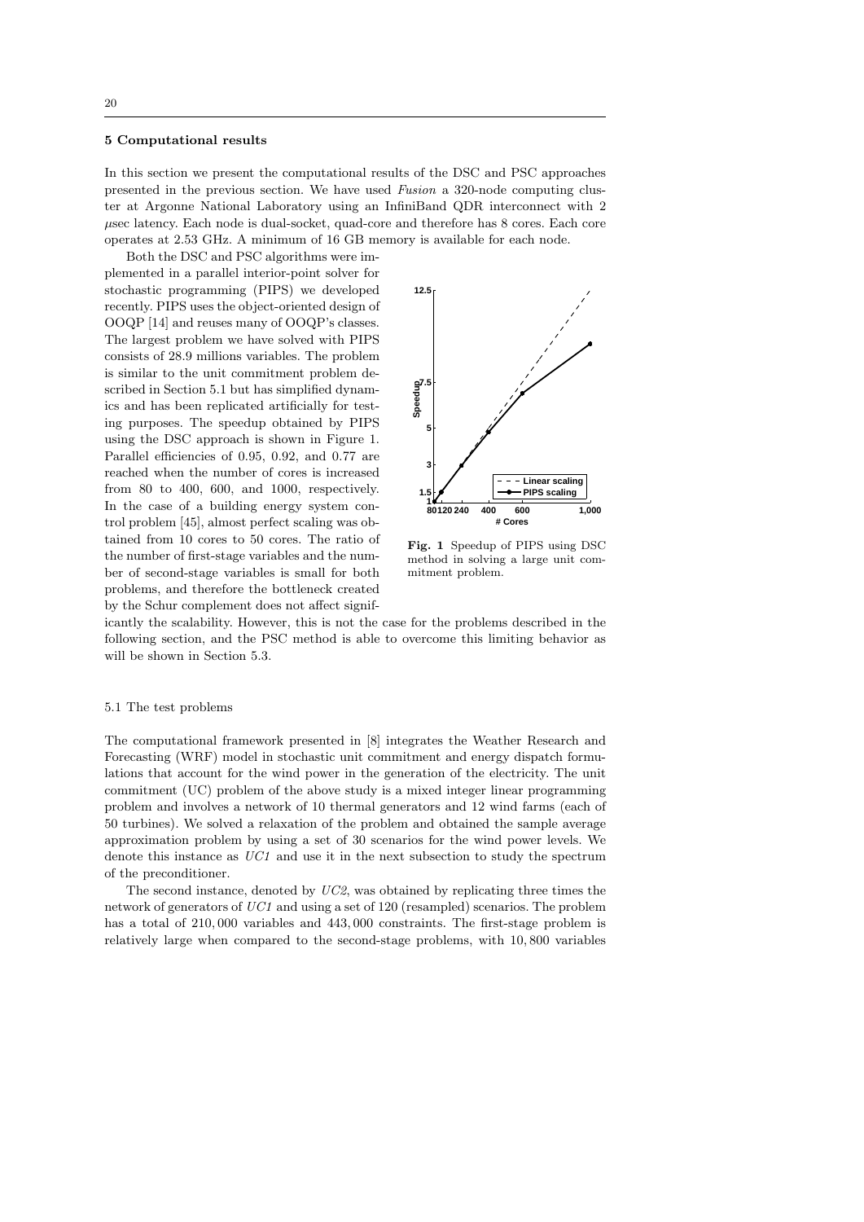## 5 Computational results

In this section we present the computational results of the DSC and PSC approaches presented in the previous section. We have used *Fusion* a 320-node computing cluster at Argonne National Laboratory using an InfiniBand QDR interconnect with 2 $\mu$sec latency. Each node is dual-socket, quad-core and therefore has 8 cores. Each core operates at 2.53 GHz. A minimum of 16 GB memory is available for each node.

Both the DSC and PSC algorithms were implemented in a parallel interior-point solver for stochastic programming (PIPS) we developed recently. PIPS uses the object-oriented design of OOQP [14] and reuses many of OOQP's classes. The largest problem we have solved with PIPS consists of 28.9 millions variables. The problem is similar to the unit commitment problem described in Section 5.1 but has simplified dynamics and has been replicated artificially for testing purposes. The speedup obtained by PIPS using the DSC approach is shown in Figure 1. Parallel efficiencies of 0.95, 0.92, and 0.77 are reached when the number of cores is increased from 80 to 400, 600, and 1000, respectively. In the case of a building energy system control problem [45], almost perfect scaling was obtained from 10 cores to 50 cores. The ratio of the number of first-stage variables and the number of second-stage variables is small for both problems, and therefore the bottleneck created by the Schur complement does not affect significantly the scalability. However, this is not the case for the problems described in the following section, and the PSC method is able to overcome this limiting behavior as will be shown in Section 5.3.

**Fig. 1** Speedup of PIPS using DSC method in solving a large unit commitment problem.

### 5.1 The test problems

The computational framework presented in [8] integrates the Weather Research and Forecasting (WRF) model in stochastic unit commitment and energy dispatch formulations that account for the wind power in the generation of the electricity. The unit commitment (UC) problem of the above study is a mixed integer linear programming problem and involves a network of 10 thermal generators and 12 wind farms (each of 50 turbines). We solved a relaxation of the problem and obtained the sample average approximation problem by using a set of 30 scenarios for the wind power levels. We denote this instance as *UC1* and use it in the next subsection to study the spectrum of the preconditioner.

The second instance, denoted by *UC2*, was obtained by replicating three times the network of generators of *UC1* and using a set of 120 (resampled) scenarios. The problem has a total of 210,000 variables and 443,000 constraints. The first-stage problem is relatively large when compared to the second-stage problems, with 10,800 variables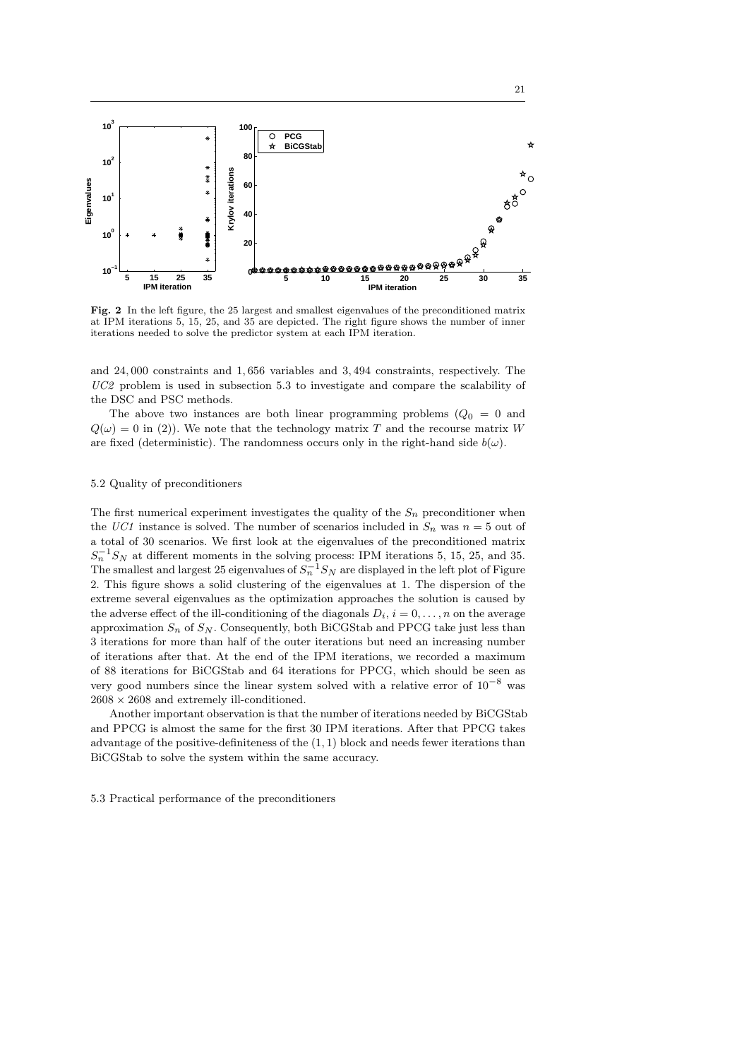**Fig. 2** In the left figure, the 25 largest and smallest eigenvalues of the preconditioned matrix at IPM iterations 5, 15, 25, and 35 are depicted. The right figure shows the number of inner iterations needed to solve the predictor system at each IPM iteration.

and 24,000 constraints and 1,656 variables and 3,494 constraints, respectively. The *UC2* problem is used in subsection 5.3 to investigate and compare the scalability of the DSC and PSC methods.

The above two instances are both linear programming problems ($Q_0 = 0$ and $Q(\omega) = 0$ in (2)). We note that the technology matrix $T$ and the recourse matrix $W$ are fixed (deterministic). The randomness occurs only in the right-hand side $b(\omega)$.

### 5.2 Quality of preconditioners

The first numerical experiment investigates the quality of the $S_n$ preconditioner when the *UC1* instance is solved. The number of scenarios included in $S_n$ was $n = 5$ out of a total of 30 scenarios. We first look at the eigenvalues of the preconditioned matrix $S_n^{-1}S_N$ at different moments in the solving process: IPM iterations 5, 15, 25, and 35. The smallest and largest 25 eigenvalues of $S_n^{-1}S_N$ are displayed in the left plot of Figure 2. This figure shows a solid clustering of the eigenvalues at 1. The dispersion of the extreme several eigenvalues as the optimization approaches the solution is caused by the adverse effect of the ill-conditioning of the diagonals $D_i$, $i = 0, \ldots, n$ on the average approximation $S_n$ of $S_N$. Consequently, both BiCGStab and PPCG take just less than 3 iterations for more than half of the outer iterations but need an increasing number of iterations after that. At the end of the IPM iterations, we recorded a maximum of 88 iterations for BiCGStab and 64 iterations for PPCG, which should be seen as very good numbers since the linear system solved with a relative error of $10^{-8}$ was $2608 \times 2608$ and extremely ill-conditioned.

Another important observation is that the number of iterations needed by BiCGStab and PPCG is almost the same for the first 30 IPM iterations. After that PPCG takes advantage of the positive-definiteness of the $(1, 1)$ block and needs fewer iterations than BiCGStab to solve the system within the same accuracy.

### 5.3 Practical performance of the preconditioners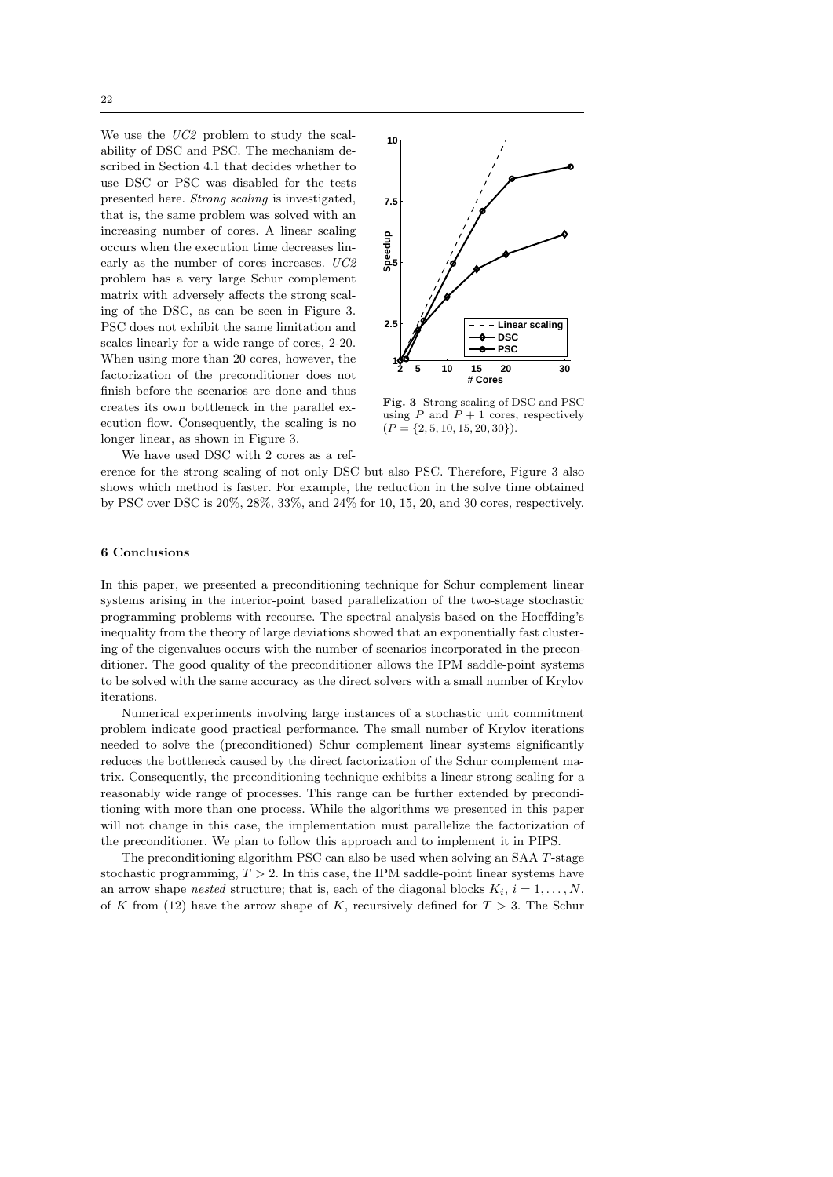We use the *UC2* problem to study the scalability of DSC and PSC. The mechanism described in Section 4.1 that decides whether to use DSC or PSC was disabled for the tests presented here. *Strong scaling* is investigated, that is, the same problem was solved with an increasing number of cores. A linear scaling occurs when the execution time decreases linearly as the number of cores increases. *UC2* problem has a very large Schur complement matrix with adversely affects the strong scaling of the DSC, as can be seen in Figure 3. PSC does not exhibit the same limitation and scales linearly for a wide range of cores, 2-20. When using more than 20 cores, however, the factorization of the preconditioner does not finish before the scenarios are done and thus creates its own bottleneck in the parallel execution flow. Consequently, the scaling is no longer linear, as shown in Figure 3.

**Fig. 3** Strong scaling of DSC and PSC using $P$ and $P+1$ cores, respectively ($P = \{2, 5, 10, 15, 20, 30\}$).

We have used DSC with 2 cores as a reference for the strong scaling of not only DSC but also PSC. Therefore, Figure 3 also shows which method is faster. For example, the reduction in the solve time obtained by PSC over DSC is 20%, 28%, 33%, and 24% for 10, 15, 20, and 30 cores, respectively.

## 6 Conclusions

In this paper, we presented a preconditioning technique for Schur complement linear systems arising in the interior-point based parallelization of the two-stage stochastic programming problems with recourse. The spectral analysis based on the Hoeffding's inequality from the theory of large deviations showed that an exponentially fast clustering of the eigenvalues occurs with the number of scenarios incorporated in the preconditioner. The good quality of the preconditioner allows the IPM saddle-point systems to be solved with the same accuracy as the direct solvers with a small number of Krylov iterations.

Numerical experiments involving large instances of a stochastic unit commitment problem indicate good practical performance. The small number of Krylov iterations needed to solve the (preconditioned) Schur complement linear systems significantly reduces the bottleneck caused by the direct factorization of the Schur complement matrix. Consequently, the preconditioning technique exhibits a linear strong scaling for a reasonably wide range of processes. This range can be further extended by preconditioning with more than one process. While the algorithms we presented in this paper will not change in this case, the implementation must parallelize the factorization of the preconditioner. We plan to follow this approach and to implement it in PIPS.

The preconditioning algorithm PSC can also be used when solving an SAA $T$-stage stochastic programming, $T > 2$. In this case, the IPM saddle-point linear systems have an arrow shape *nested* structure; that is, each of the diagonal blocks $K_i$, $i = 1, \ldots, N$, of $K$ from (12) have the arrow shape of $K$, recursively defined for $T > 3$. The Schur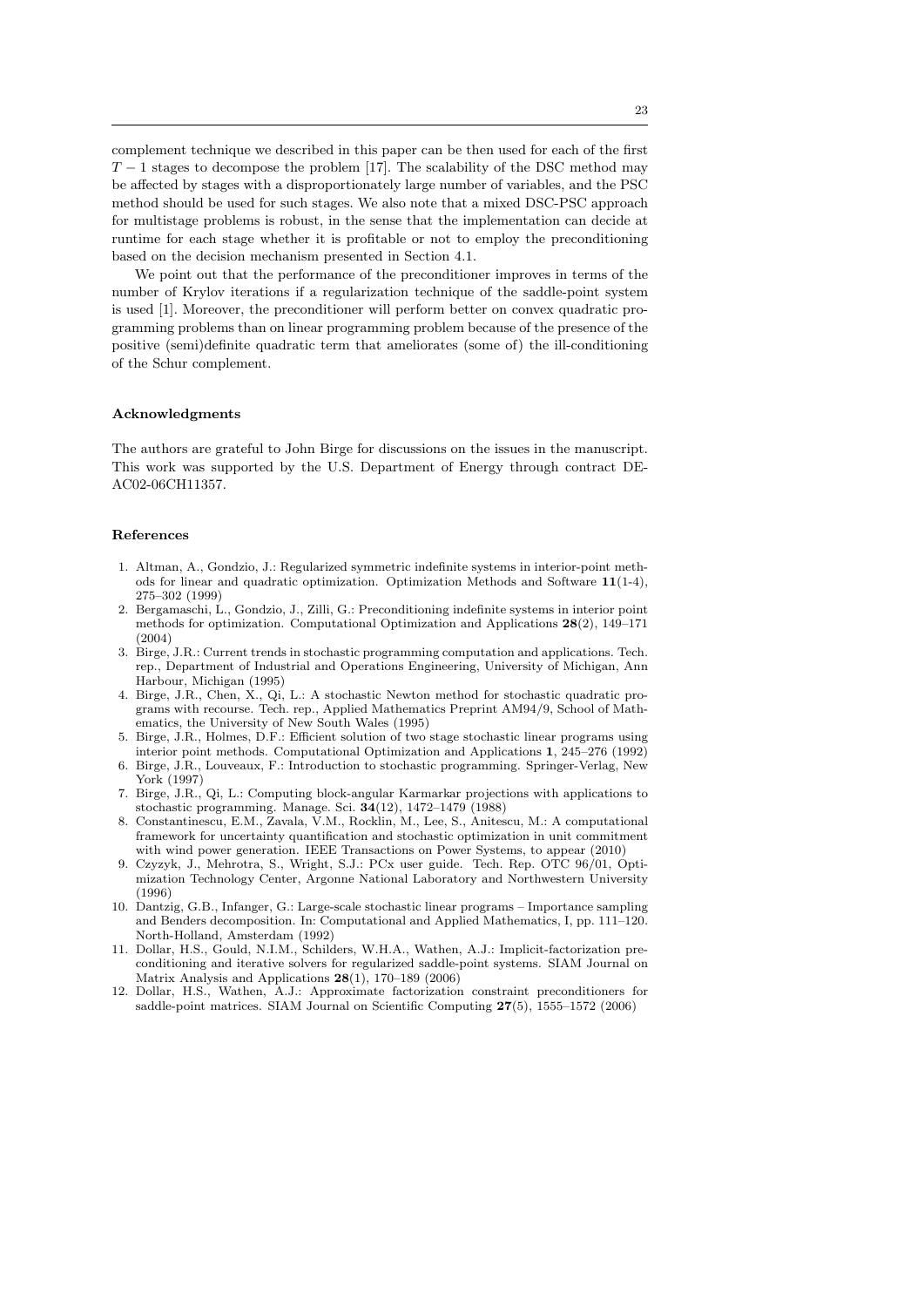complement technique we described in this paper can be then used for each of the first $T-1$ stages to decompose the problem [17]. The scalability of the DSC method may be affected by stages with a disproportionately large number of variables, and the PSC method should be used for such stages. We also note that a mixed DSC-PSC approach for multistage problems is robust, in the sense that the implementation can decide at runtime for each stage whether it is profitable or not to employ the preconditioning based on the decision mechanism presented in Section 4.1.

We point out that the performance of the preconditioner improves in terms of the number of Krylov iterations if a regularization technique of the saddle-point system is used [1]. Moreover, the preconditioner will perform better on convex quadratic programming problems than on linear programming problem because of the presence of the positive (semi)definite quadratic term that ameliorates (some of) the ill-conditioning of the Schur complement.

## Acknowledgments

The authors are grateful to John Birge for discussions on the issues in the manuscript. This work was supported by the U.S. Department of Energy through contract DE-AC02-06CH11357.

## References

1. Altman, A., Gondzio, J.: Regularized symmetric indefinite systems in interior-point methods for linear and quadratic optimization. Optimization Methods and Software **11**(1-4), 275–302 (1999)
2. Bergamaschi, L., Gondzio, J., Zilli, G.: Preconditioning indefinite systems in interior point methods for optimization. Computational Optimization and Applications **28**(2), 149–171 (2004)
3. Birge, J.R.: Current trends in stochastic programming computation and applications. Tech. rep., Department of Industrial and Operations Engineering, University of Michigan, Ann Harbour, Michigan (1995)
4. Birge, J.R., Chen, X., Qi, L.: A stochastic Newton method for stochastic quadratic programs with recourse. Tech. rep., Applied Mathematics Preprint AM94/9, School of Mathematics, the University of New South Wales (1995)
5. Birge, J.R., Holmes, D.F.: Efficient solution of two stage stochastic linear programs using interior point methods. Computational Optimization and Applications **1**, 245–276 (1992)
6. Birge, J.R., Louveaux, F.: Introduction to stochastic programming. Springer-Verlag, New York (1997)
7. Birge, J.R., Qi, L.: Computing block-angular Karmarkar projections with applications to stochastic programming. Manage. Sci. **34**(12), 1472–1479 (1988)
8. Constantinescu, E.M., Zavala, V.M., Rocklin, M., Lee, S., Anitescu, M.: A computational framework for uncertainty quantification and stochastic optimization in unit commitment with wind power generation. IEEE Transactions on Power Systems, to appear (2010)
9. Czyzyk, J., Mehrotra, S., Wright, S.J.: PCx user guide. Tech. Rep. OTC 96/01, Optimization Technology Center, Argonne National Laboratory and Northwestern University (1996)
10. Dantzig, G.B., Infanger, G.: Large-scale stochastic linear programs – Importance sampling and Benders decomposition. In: Computational and Applied Mathematics, I, pp. 111–120. North-Holland, Amsterdam (1992)
11. Dollar, H.S., Gould, N.I.M., Schilders, W.H.A., Wathen, A.J.: Implicit-factorization preconditioning and iterative solvers for regularized saddle-point systems. SIAM Journal on Matrix Analysis and Applications **28**(1), 170–189 (2006)
12. Dollar, H.S., Wathen, A.J.: Approximate factorization constraint preconditioners for saddle-point matrices. SIAM Journal on Scientific Computing **27**(5), 1555–1572 (2006)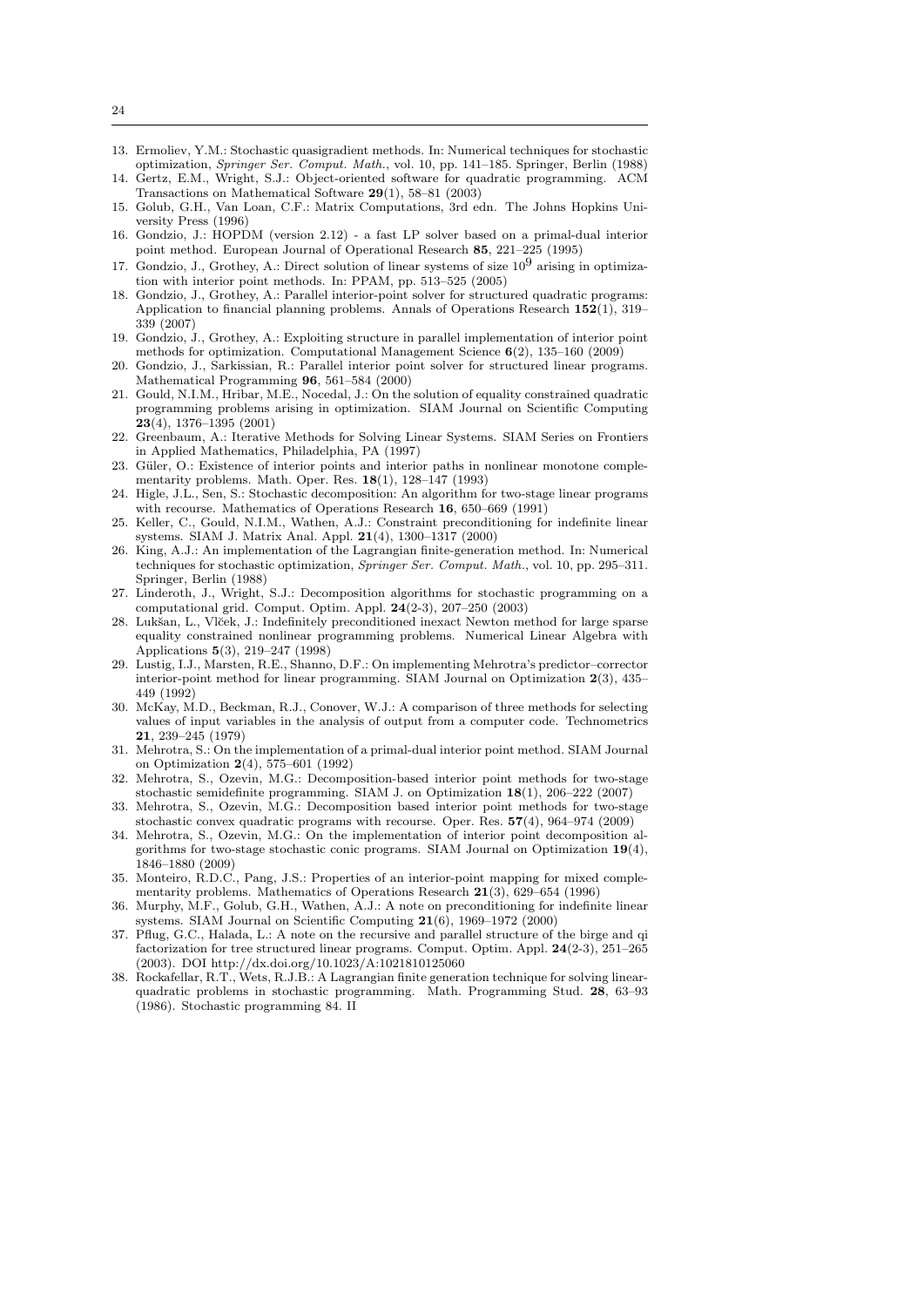13. Ermoliev, Y.M.: Stochastic quasigradient methods. In: Numerical techniques for stochastic optimization, *Springer Ser. Comput. Math.*, vol. 10, pp. 141–185. Springer, Berlin (1988)
14. Gertz, E.M., Wright, S.J.: Object-oriented software for quadratic programming. ACM Transactions on Mathematical Software **29**(1), 58–81 (2003)
15. Golub, G.H., Van Loan, C.F.: Matrix Computations, 3rd edn. The Johns Hopkins University Press (1996)
16. Gondzio, J.: HOPDM (version 2.12) - a fast LP solver based on a primal-dual interior point method. European Journal of Operational Research **85**, 221–225 (1995)
17. Gondzio, J., Grothey, A.: Direct solution of linear systems of size $10^9$ arising in optimization with interior point methods. In: PPAM, pp. 513–525 (2005)
18. Gondzio, J., Grothey, A.: Parallel interior-point solver for structured quadratic programs: Application to financial planning problems. Annals of Operations Research **152**(1), 319–339 (2007)
19. Gondzio, J., Grothey, A.: Exploiting structure in parallel implementation of interior point methods for optimization. Computational Management Science **6**(2), 135–160 (2009)
20. Gondzio, J., Sarkissian, R.: Parallel interior point solver for structured linear programs. Mathematical Programming **96**, 561–584 (2000)
21. Gould, N.I.M., Hribar, M.E., Nocedal, J.: On the solution of equality constrained quadratic programming problems arising in optimization. SIAM Journal on Scientific Computing **23**(4), 1376–1395 (2001)
22. Greenbaum, A.: Iterative Methods for Solving Linear Systems. SIAM Series on Frontiers in Applied Mathematics, Philadelphia, PA (1997)
23. Güler, O.: Existence of interior points and interior paths in nonlinear monotone complementarity problems. Math. Oper. Res. **18**(1), 128–147 (1993)
24. Higle, J.L., Sen, S.: Stochastic decomposition: An algorithm for two-stage linear programs with recourse. Mathematics of Operations Research **16**, 650–669 (1991)
25. Keller, C., Gould, N.I.M., Wathen, A.J.: Constraint preconditioning for indefinite linear systems. SIAM J. Matrix Anal. Appl. **21**(4), 1300–1317 (2000)
26. King, A.J.: An implementation of the Lagrangian finite-generation method. In: Numerical techniques for stochastic optimization, *Springer Ser. Comput. Math.*, vol. 10, pp. 295–311. Springer, Berlin (1988)
27. Linderoth, J., Wright, S.J.: Decomposition algorithms for stochastic programming on a computational grid. Comput. Optim. Appl. **24**(2-3), 207–250 (2003)
28. Lukšan, L., Vlček, J.: Indefinitely preconditioned inexact Newton method for large sparse equality constrained nonlinear programming problems. Numerical Linear Algebra with Applications **5**(3), 219–247 (1998)
29. Lustig, I.J., Marsten, R.E., Shanno, D.F.: On implementing Mehrotra's predictor–corrector interior-point method for linear programming. SIAM Journal on Optimization **2**(3), 435–449 (1992)
30. McKay, M.D., Beckman, R.J., Conover, W.J.: A comparison of three methods for selecting values of input variables in the analysis of output from a computer code. Technometrics **21**, 239–245 (1979)
31. Mehrotra, S.: On the implementation of a primal-dual interior point method. SIAM Journal on Optimization **2**(4), 575–601 (1992)
32. Mehrotra, S., Ozevin, M.G.: Decomposition-based interior point methods for two-stage stochastic semidefinite programming. SIAM J. on Optimization **18**(1), 206–222 (2007)
33. Mehrotra, S., Ozevin, M.G.: Decomposition based interior point methods for two-stage stochastic convex quadratic programs with recourse. Oper. Res. **57**(4), 964–974 (2009)
34. Mehrotra, S., Ozevin, M.G.: On the implementation of interior point decomposition algorithms for two-stage stochastic conic programs. SIAM Journal on Optimization **19**(4), 1846–1880 (2009)
35. Monteiro, R.D.C., Pang, J.S.: Properties of an interior-point mapping for mixed complementarity problems. Mathematics of Operations Research **21**(3), 629–654 (1996)
36. Murphy, M.F., Golub, G.H., Wathen, A.J.: A note on preconditioning for indefinite linear systems. SIAM Journal on Scientific Computing **21**(6), 1969–1972 (2000)
37. Pflug, G.C., Halada, L.: A note on the recursive and parallel structure of the birge and qi factorization for tree structured linear programs. Comput. Optim. Appl. **24**(2-3), 251–265 (2003). DOI http://dx.doi.org/10.1023/A:1021810125060
38. Rockafellar, R.T., Wets, R.J.B.: A Lagrangian finite generation technique for solving linear-quadratic problems in stochastic programming. Math. Programming Stud. **28**, 63–93 (1986). Stochastic programming 84. II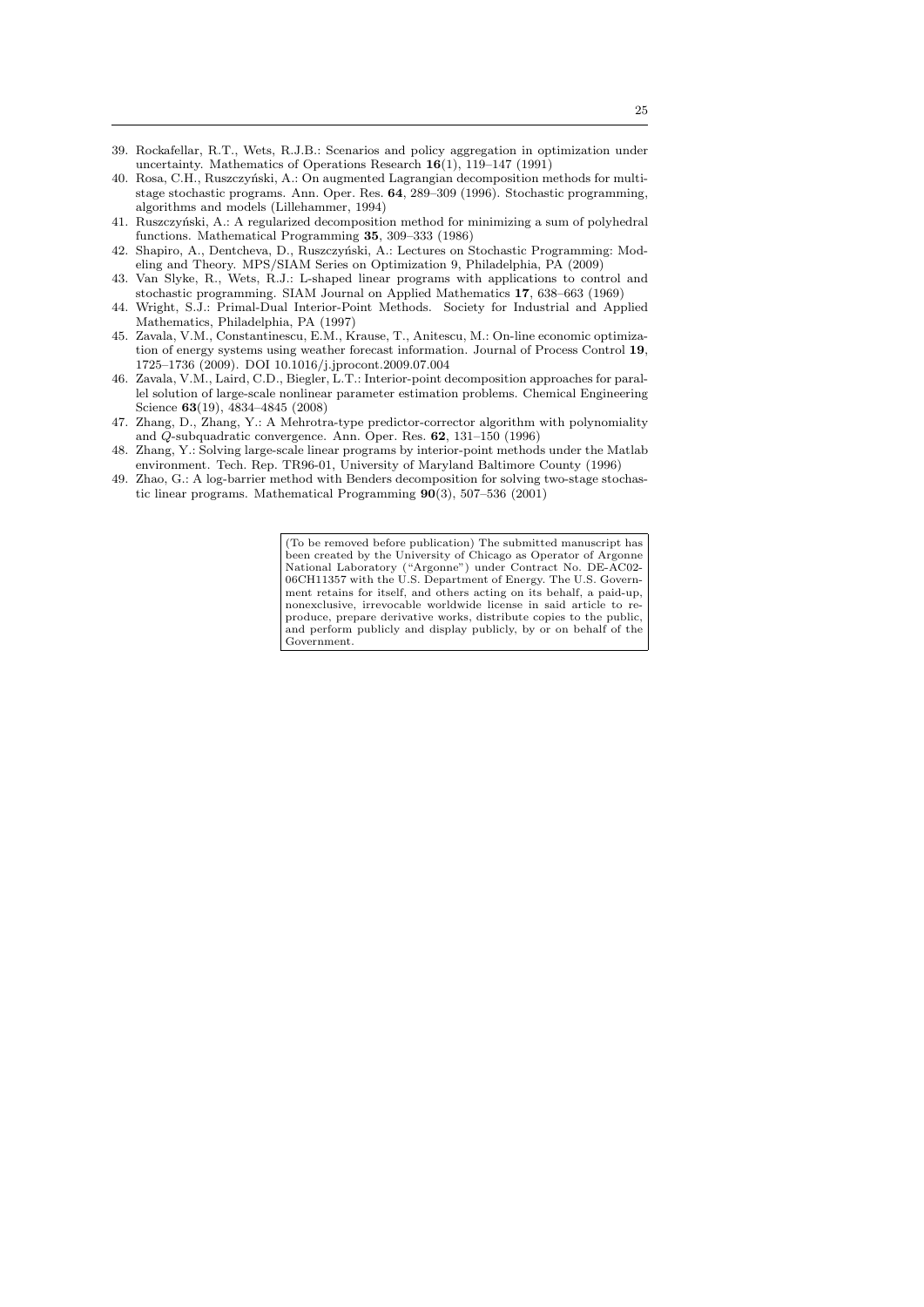39. Rockafellar, R.T., Wets, R.J.B.: Scenarios and policy aggregation in optimization under uncertainty. Mathematics of Operations Research **16**(1), 119–147 (1991)
40. Rosa, C.H., Ruszczyński, A.: On augmented Lagrangian decomposition methods for multistage stochastic programs. Ann. Oper. Res. **64**, 289–309 (1996). Stochastic programming, algorithms and models (Lillehammer, 1994)
41. Ruszczyński, A.: A regularized decomposition method for minimizing a sum of polyhedral functions. Mathematical Programming **35**, 309–333 (1986)
42. Shapiro, A., Dentcheva, D., Ruszczyński, A.: Lectures on Stochastic Programming: Modeling and Theory. MPS/SIAM Series on Optimization 9, Philadelphia, PA (2009)
43. Van Slyke, R., Wets, R.J.: L-shaped linear programs with applications to control and stochastic programming. SIAM Journal on Applied Mathematics **17**, 638–663 (1969)
44. Wright, S.J.: Primal-Dual Interior-Point Methods. Society for Industrial and Applied Mathematics, Philadelphia, PA (1997)
45. Zavala, V.M., Constantinescu, E.M., Krause, T., Anitescu, M.: On-line economic optimization of energy systems using weather forecast information. Journal of Process Control **19**, 1725–1736 (2009). DOI 10.1016/j.jprocont.2009.07.004
46. Zavala, V.M., Laird, C.D., Biegler, L.T.: Interior-point decomposition approaches for parallel solution of large-scale nonlinear parameter estimation problems. Chemical Engineering Science **63**(19), 4834–4845 (2008)
47. Zhang, D., Zhang, Y.: A Mehrotra-type predictor-corrector algorithm with polynomiality and $Q$-subquadratic convergence. Ann. Oper. Res. **62**, 131–150 (1996)
48. Zhang, Y.: Solving large-scale linear programs by interior-point methods under the Matlab environment. Tech. Rep. TR96-01, University of Maryland Baltimore County (1996)
49. Zhao, G.: A log-barrier method with Benders decomposition for solving two-stage stochastic linear programs. Mathematical Programming **90**(3), 507–536 (2001)

(To be removed before publication) The submitted manuscript has been created by the University of Chicago as Operator of Argonne National Laboratory ("Argonne") under Contract No. DE-AC02-06CH11357 with the U.S. Department of Energy. The U.S. Government retains for itself, and others acting on its behalf, a paid-up, nonexclusive, irrevocable worldwide license in said article to reproduce, prepare derivative works, distribute copies to the public, and perform publicly and display publicly, by or on behalf of the Government.